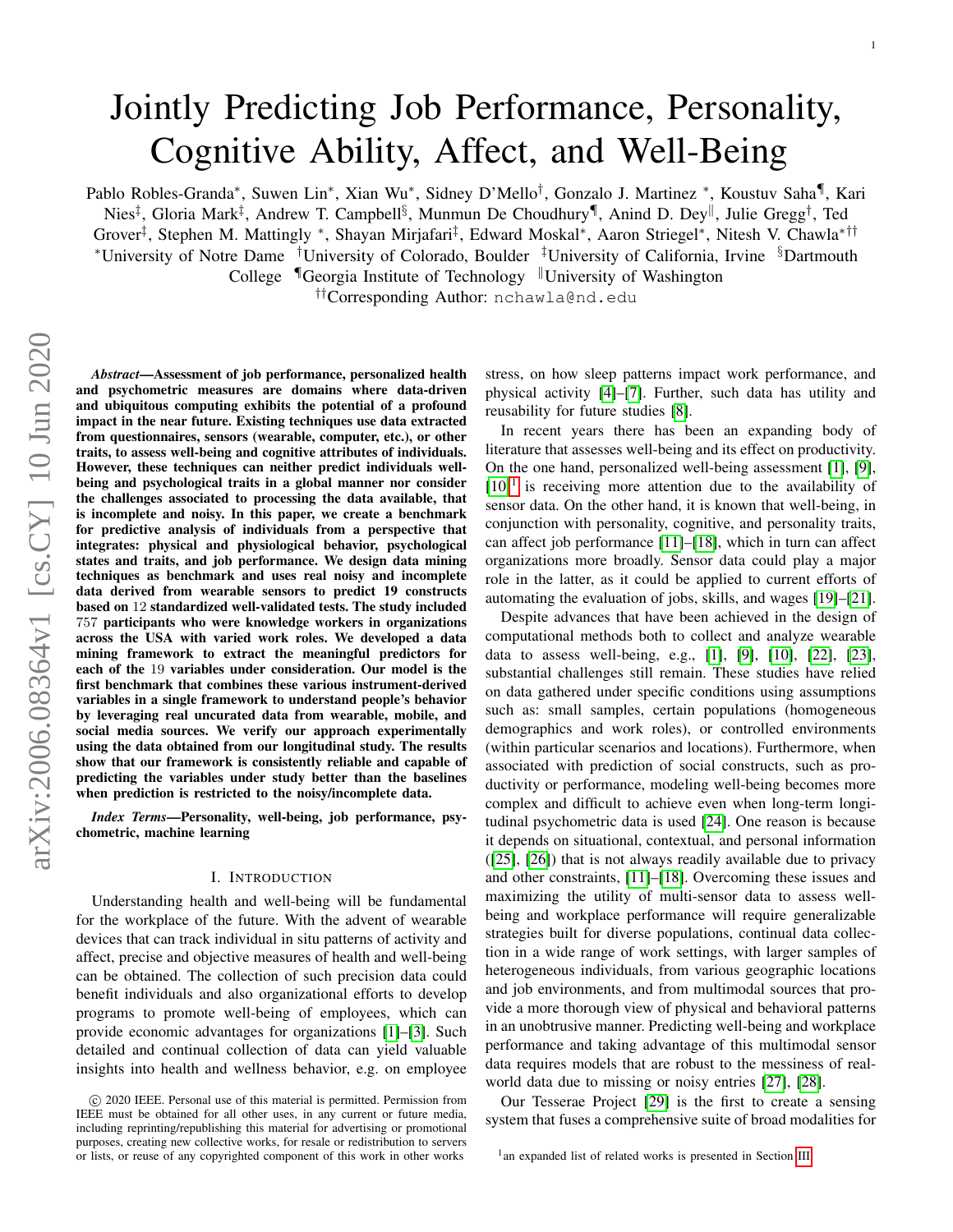# Jointly Predicting Job Performance, Personality, Cognitive Ability, Affect, and Well-Being

Pablo Robles-Granda*, Suwen Lin*, Xian Wu*, Sidney D'Mello†, Gonzalo J. Martinez *, Koustuv Saha¶, Kari Nies‡, Gloria Mark‡, Andrew T. Campbell§, Munmun De Choudhury¶, Anind D. Dey‖, Julie Gregg†, Ted Grover‡, Stephen M. Mattingly *, Shayan Mirjafari‡, Edward Moskal*, Aaron Striegel*, Nitesh V. Chawla*††

*University of Notre Dame †University of Colorado, Boulder ‡University of California, Irvine §Dartmouth College ¶Georgia Institute of Technology ‖University of Washington

††Corresponding Author: nchawla@nd.edu

***Abstract*—Assessment of job performance, personalized health and psychometric measures are domains where data-driven and ubiquitous computing exhibits the potential of a profound impact in the near future. Existing techniques use data extracted from questionnaires, sensors (wearable, computer, etc.), or other traits, to assess well-being and cognitive attributes of individuals. However, these techniques can neither predict individuals well-being and psychological traits in a global manner nor consider the challenges associated to processing the data available, that is incomplete and noisy. In this paper, we create a benchmark for predictive analysis of individuals from a perspective that integrates: physical and physiological behavior, psychological states and traits, and job performance. We design data mining techniques as benchmark and uses real noisy and incomplete data derived from wearable sensors to predict 19 constructs based on 12 standardized well-validated tests. The study included 757 participants who were knowledge workers in organizations across the USA with varied work roles. We developed a data mining framework to extract the meaningful predictors for each of the 19 variables under consideration. Our model is the first benchmark that combines these various instrument-derived variables in a single framework to understand people's behavior by leveraging real uncurated data from wearable, mobile, and social media sources. We verify our approach experimentally using the data obtained from our longitudinal study. The results show that our framework is consistently reliable and capable of predicting the variables under study better than the baselines when prediction is restricted to the noisy/incomplete data.**

***Index Terms*—Personality, well-being, job performance, psychometric, machine learning**

## I. Introduction

Understanding health and well-being will be fundamental for the workplace of the future. With the advent of wearable devices that can track individual in situ patterns of activity and affect, precise and objective measures of health and well-being can be obtained. The collection of such precision data could benefit individuals and also organizational efforts to develop programs to promote well-being of employees, which can provide economic advantages for organizations [1]–[3]. Such detailed and continual collection of data can yield valuable insights into health and wellness behavior, e.g. on employee stress, on how sleep patterns impact work performance, and physical activity [4]–[7]. Further, such data has utility and reusability for future studies [8].

In recent years there has been an expanding body of literature that assesses well-being and its effect on productivity. On the one hand, personalized well-being assessment [1], [9], [10][1] is receiving more attention due to the availability of sensor data. On the other hand, it is known that well-being, in conjunction with personality, cognitive, and personality traits, can affect job performance [11]–[18], which in turn can affect organizations more broadly. Sensor data could play a major role in the latter, as it could be applied to current efforts of automating the evaluation of jobs, skills, and wages [19]–[21].

Despite advances that have been achieved in the design of computational methods both to collect and analyze wearable data to assess well-being, e.g., [1], [9], [10], [22], [23], substantial challenges still remain. These studies have relied on data gathered under specific conditions using assumptions such as: small samples, certain populations (homogeneous demographics and work roles), or controlled environments (within particular scenarios and locations). Furthermore, when associated with prediction of social constructs, such as productivity or performance, modeling well-being becomes more complex and difficult to achieve even when long-term longitudinal psychometric data is used [24]. One reason is because it depends on situational, contextual, and personal information ([25], [26]) that is not always readily available due to privacy and other constraints, [11]–[18]. Overcoming these issues and maximizing the utility of multi-sensor data to assess well-being and workplace performance will require generalizable strategies built for diverse populations, continual data collection in a wide range of work settings, with larger samples of heterogeneous individuals, from various geographic locations and job environments, and from multimodal sources that provide a more thorough view of physical and behavioral patterns in an unobtrusive manner. Predicting well-being and workplace performance and taking advantage of this multimodal sensor data requires models that are robust to the messiness of real-world data due to missing or noisy entries [27], [28].

Our Tesserae Project [29] is the first to create a sensing system that fuses a comprehensive suite of broad modalities for

[1] an expanded list of related works is presented in Section III

© 2020 IEEE. Personal use of this material is permitted. Permission from IEEE must be obtained for all other uses, in any current or future media, including reprinting/republishing this material for advertising or promotional purposes, creating new collective works, for resale or redistribution to servers or lists, or reuse of any copyrighted component of this work in other works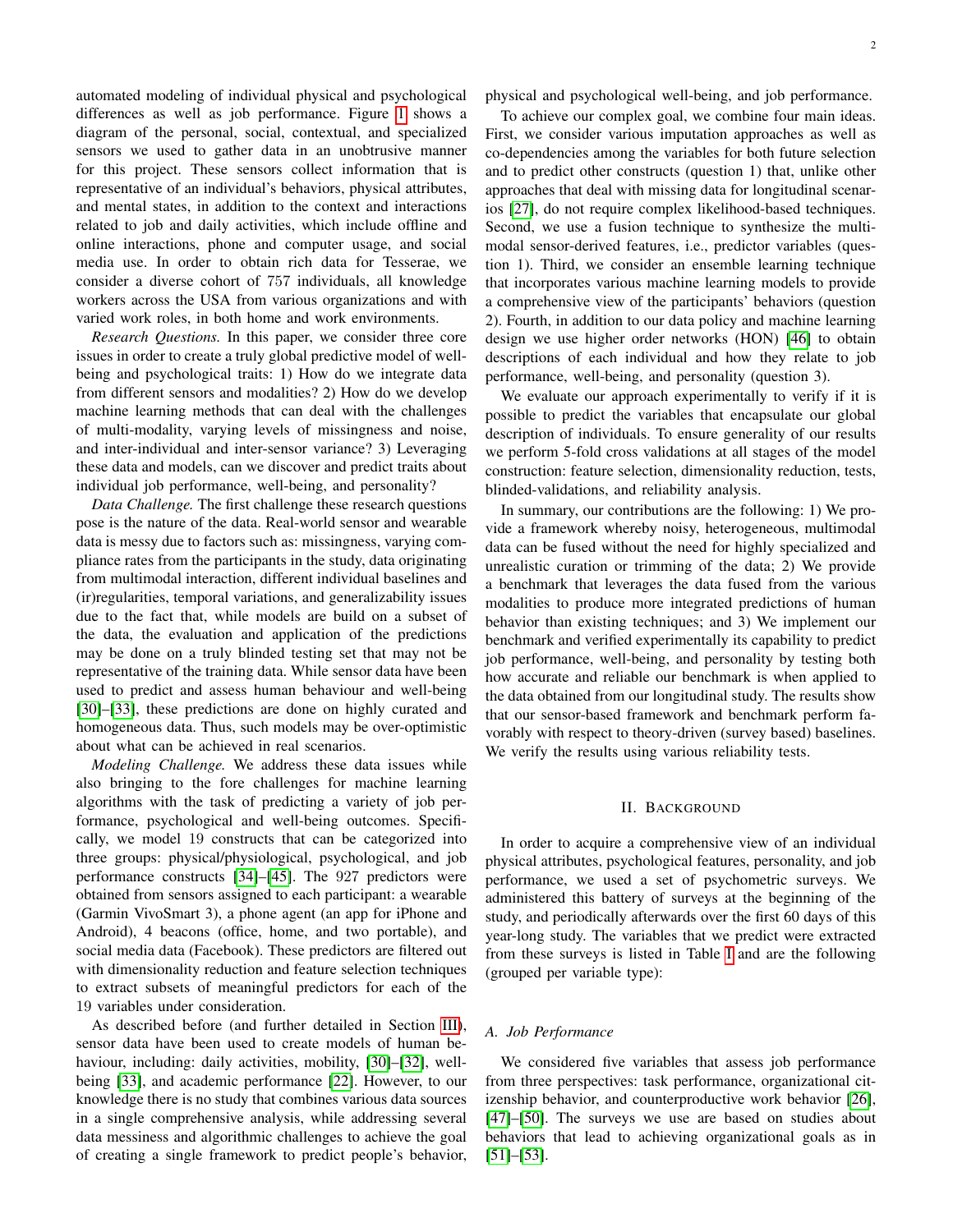automated modeling of individual physical and psychological differences as well as job performance. Figure 1 shows a diagram of the personal, social, contextual, and specialized sensors we used to gather data in an unobtrusive manner for this project. These sensors collect information that is representative of an individual's behaviors, physical attributes, and mental states, in addition to the context and interactions related to job and daily activities, which include offline and online interactions, phone and computer usage, and social media use. In order to obtain rich data for Tesserae, we consider a diverse cohort of 757 individuals, all knowledge workers across the USA from various organizations and with varied work roles, in both home and work environments.

*Research Questions.* In this paper, we consider three core issues in order to create a truly global predictive model of well-being and psychological traits: 1) How do we integrate data from different sensors and modalities? 2) How do we develop machine learning methods that can deal with the challenges of multi-modality, varying levels of missingness and noise, and inter-individual and inter-sensor variance? 3) Leveraging these data and models, can we discover and predict traits about individual job performance, well-being, and personality?

*Data Challenge.* The first challenge these research questions pose is the nature of the data. Real-world sensor and wearable data is messy due to factors such as: missingness, varying compliance rates from the participants in the study, data originating from multimodal interaction, different individual baselines and (ir)regularities, temporal variations, and generalizability issues due to the fact that, while models are build on a subset of the data, the evaluation and application of the predictions may be done on a truly blinded testing set that may not be representative of the training data. While sensor data have been used to predict and assess human behaviour and well-being [30]–[33], these predictions are done on highly curated and homogeneous data. Thus, such models may be over-optimistic about what can be achieved in real scenarios.

*Modeling Challenge.* We address these data issues while also bringing to the fore challenges for machine learning algorithms with the task of predicting a variety of job performance, psychological and well-being outcomes. Specifically, we model 19 constructs that can be categorized into three groups: physical/physiological, psychological, and job performance constructs [34]–[45]. The 927 predictors were obtained from sensors assigned to each participant: a wearable (Garmin VivoSmart 3), a phone agent (an app for iPhone and Android), 4 beacons (office, home, and two portable), and social media data (Facebook). These predictors are filtered out with dimensionality reduction and feature selection techniques to extract subsets of meaningful predictors for each of the 19 variables under consideration.

As described before (and further detailed in Section III), sensor data have been used to create models of human behaviour, including: daily activities, mobility, [30]–[32], well-being [33], and academic performance [22]. However, to our knowledge there is no study that combines various data sources in a single comprehensive analysis, while addressing several data messiness and algorithmic challenges to achieve the goal of creating a single framework to predict people's behavior, physical and psychological well-being, and job performance.

To achieve our complex goal, we combine four main ideas. First, we consider various imputation approaches as well as co-dependencies among the variables for both future selection and to predict other constructs (question 1) that, unlike other approaches that deal with missing data for longitudinal scenarios [27], do not require complex likelihood-based techniques. Second, we use a fusion technique to synthesize the multimodal sensor-derived features, i.e., predictor variables (question 1). Third, we consider an ensemble learning technique that incorporates various machine learning models to provide a comprehensive view of the participants' behaviors (question 2). Fourth, in addition to our data policy and machine learning design we use higher order networks (HON) [46] to obtain descriptions of each individual and how they relate to job performance, well-being, and personality (question 3).

We evaluate our approach experimentally to verify if it is possible to predict the variables that encapsulate our global description of individuals. To ensure generality of our results we perform 5-fold cross validations at all stages of the model construction: feature selection, dimensionality reduction, tests, blinded-validations, and reliability analysis.

In summary, our contributions are the following: 1) We provide a framework whereby noisy, heterogeneous, multimodal data can be fused without the need for highly specialized and unrealistic curation or trimming of the data; 2) We provide a benchmark that leverages the data fused from the various modalities to produce more integrated predictions of human behavior than existing techniques; and 3) We implement our benchmark and verified experimentally its capability to predict job performance, well-being, and personality by testing both how accurate and reliable our benchmark is when applied to the data obtained from our longitudinal study. The results show that our sensor-based framework and benchmark perform favorably with respect to theory-driven (survey based) baselines. We verify the results using various reliability tests.

## II. Background

In order to acquire a comprehensive view of an individual physical attributes, psychological features, personality, and job performance, we used a set of psychometric surveys. We administered this battery of surveys at the beginning of the study, and periodically afterwards over the first 60 days of this year-long study. The variables that we predict were extracted from these surveys is listed in Table I and are the following (grouped per variable type):

### A. Job Performance

We considered five variables that assess job performance from three perspectives: task performance, organizational citizenship behavior, and counterproductive work behavior [26], [47]–[50]. The surveys we use are based on studies about behaviors that lead to achieving organizational goals as in [51]–[53].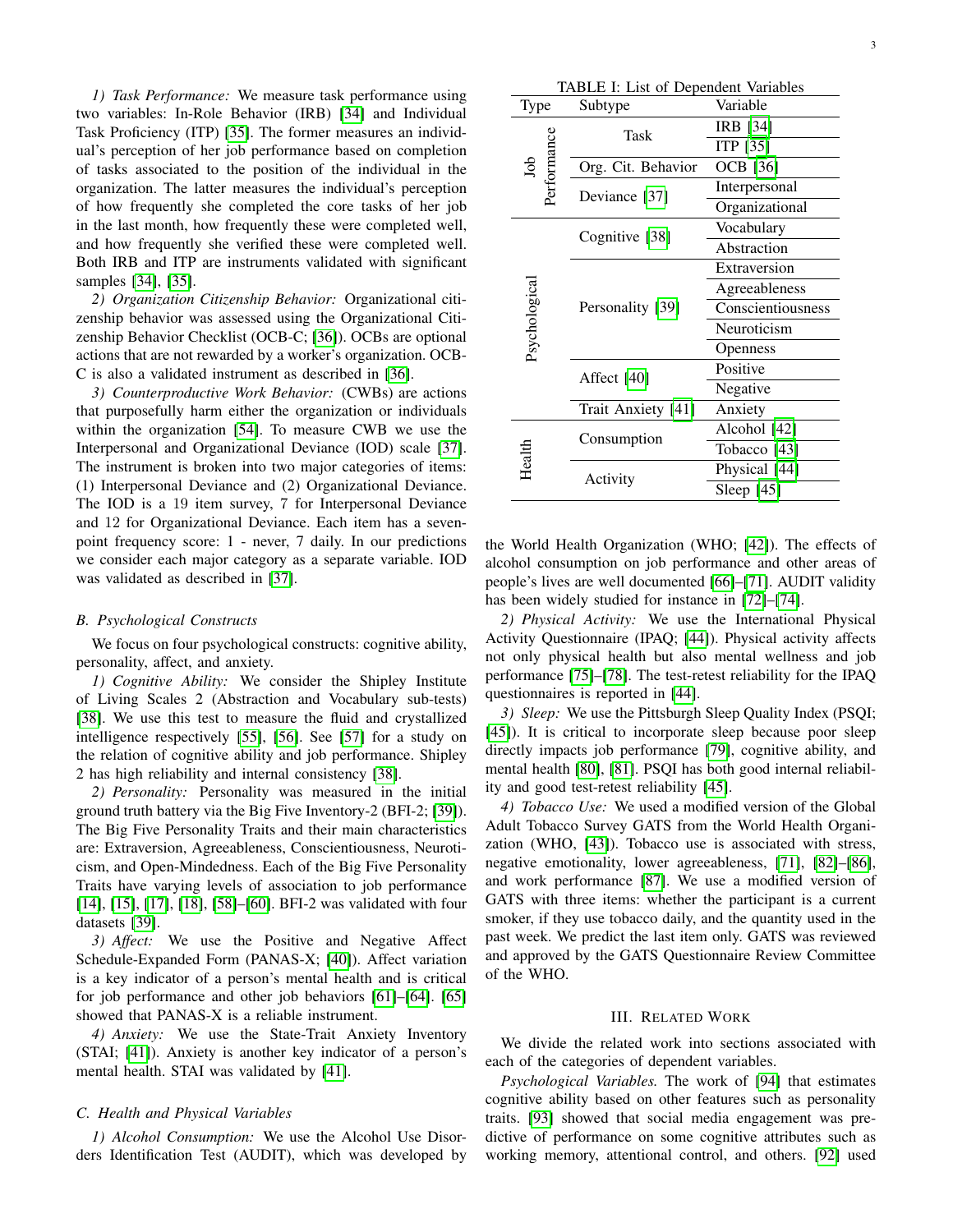*1) Task Performance:* We measure task performance using two variables: In-Role Behavior (IRB) [34] and Individual Task Proficiency (ITP) [35]. The former measures an individual's perception of her job performance based on completion of tasks associated to the position of the individual in the organization. The latter measures the individual's perception of how frequently she completed the core tasks of her job in the last month, how frequently these were completed well, and how frequently she verified these were completed well. Both IRB and ITP are instruments validated with significant samples [34], [35].

*2) Organization Citizenship Behavior:* Organizational citizenship behavior was assessed using the Organizational Citizenship Behavior Checklist (OCB-C; [36]). OCBs are optional actions that are not rewarded by a worker's organization. OCB-C is also a validated instrument as described in [36].

*3) Counterproductive Work Behavior:* (CWBs) are actions that purposefully harm either the organization or individuals within the organization [54]. To measure CWB we use the Interpersonal and Organizational Deviance (IOD) scale [37]. The instrument is broken into two major categories of items: (1) Interpersonal Deviance and (2) Organizational Deviance. The IOD is a 19 item survey, 7 for Interpersonal Deviance and 12 for Organizational Deviance. Each item has a seven-point frequency score: 1 - never, 7 daily. In our predictions we consider each major category as a separate variable. IOD was validated as described in [37].

### B. Psychological Constructs

We focus on four psychological constructs: cognitive ability, personality, affect, and anxiety.

*1) Cognitive Ability:* We consider the Shipley Institute of Living Scales 2 (Abstraction and Vocabulary sub-tests) [38]. We use this test to measure the fluid and crystallized intelligence respectively [55], [56]. See [57] for a study on the relation of cognitive ability and job performance. Shipley 2 has high reliability and internal consistency [38].

*2) Personality:* Personality was measured in the initial ground truth battery via the Big Five Inventory-2 (BFI-2; [39]). The Big Five Personality Traits and their main characteristics are: Extraversion, Agreeableness, Conscientiousness, Neuroticism, and Open-Mindedness. Each of the Big Five Personality Traits have varying levels of association to job performance [14], [15], [17], [18], [58]–[60]. BFI-2 was validated with four datasets [39].

*3) Affect:* We use the Positive and Negative Affect Schedule-Expanded Form (PANAS-X; [40]). Affect variation is a key indicator of a person's mental health and is critical for job performance and other job behaviors [61]–[64]. [65] showed that PANAS-X is a reliable instrument.

*4) Anxiety:* We use the State-Trait Anxiety Inventory (STAI; [41]). Anxiety is another key indicator of a person's mental health. STAI was validated by [41].

### C. Health and Physical Variables

*1) Alcohol Consumption:* We use the Alcohol Use Disorders Identification Test (AUDIT), which was developed by the World Health Organization (WHO; [42]). The effects of alcohol consumption on job performance and other areas of people's lives are well documented [66]–[71]. AUDIT validity has been widely studied for instance in [72]–[74].

TABLE I: List of Dependent Variables

| Type | Subtype | Variable |
|---|---|---|
| Job Performance | Task | IRB [34] |
| | | ITP [35] |
| | Org. Cit. Behavior | OCB [36] |
| | Deviance [37] | Interpersonal |
| | | Organizational |
| Psychological | Cognitive [38] | Vocabulary |
| | | Abstraction |
| | Personality [39] | Extraversion |
| | | Agreeableness |
| | | Conscientiousness |
| | | Neuroticism |
| | | Openness |
| | Affect [40] | Positive |
| | | Negative |
| | Trait Anxiety [41] | Anxiety |
| Health | Consumption | Alcohol [42] |
| | | Tobacco [43] |
| | Activity | Physical [44] |
| | | Sleep [45] |

*2) Physical Activity:* We use the International Physical Activity Questionnaire (IPAQ; [44]). Physical activity affects not only physical health but also mental wellness and job performance [75]–[78]. The test-retest reliability for the IPAQ questionnaires is reported in [44].

*3) Sleep:* We use the Pittsburgh Sleep Quality Index (PSQI; [45]). It is critical to incorporate sleep because poor sleep directly impacts job performance [79], cognitive ability, and mental health [80], [81]. PSQI has both good internal reliability and good test-retest reliability [45].

*4) Tobacco Use:* We used a modified version of the Global Adult Tobacco Survey GATS from the World Health Organization (WHO, [43]). Tobacco use is associated with stress, negative emotionality, lower agreeableness, [71], [82]–[86], and work performance [87]. We use a modified version of GATS with three items: whether the participant is a current smoker, if they use tobacco daily, and the quantity used in the past week. We predict the last item only. GATS was reviewed and approved by the GATS Questionnaire Review Committee of the WHO.

## III. Related Work

We divide the related work into sections associated with each of the categories of dependent variables.

*Psychological Variables.* The work of [94] that estimates cognitive ability based on other features such as personality traits. [93] showed that social media engagement was predictive of performance on some cognitive attributes such as working memory, attentional control, and others. [92] used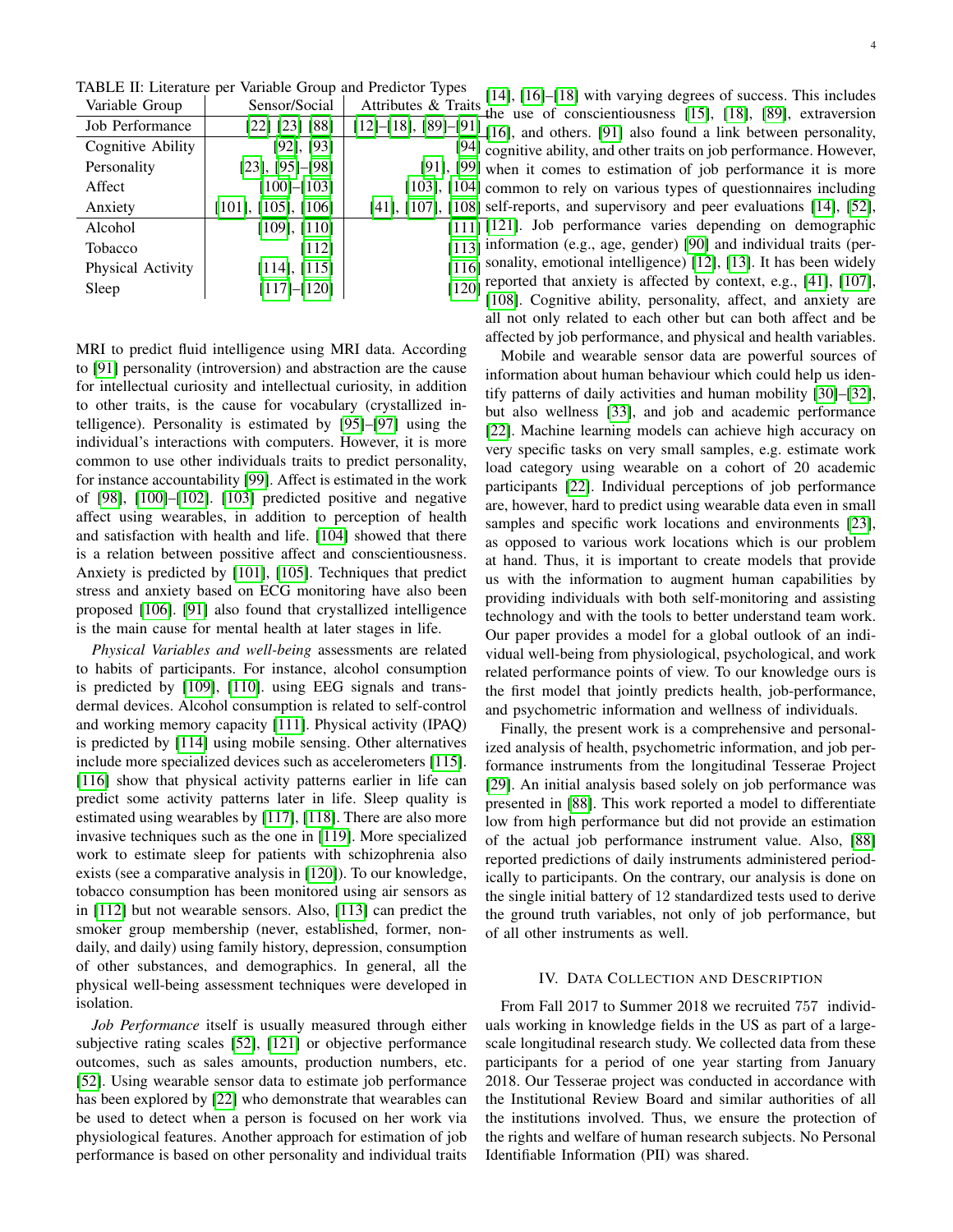TABLE II: Literature per Variable Group and Predictor Types

| Variable Group | Sensor/Social | Attributes & Traits |
|---|---|---|
| Job Performance | [22] [23] [88] | [12]–[18], [89]–[91] |
| Cognitive Ability | [92], [93] | [94] |
| Personality | [23], [95]–[98] | [91], [99] |
| Affect | [100]–[103] | [103], [104] |
| Anxiety | [101], [105], [106] | [41], [107], [108] |
| Alcohol | [109], [110] | [111] |
| Tobacco | [112] | [113] |
| Physical Activity | [114], [115] | [116] |
| Sleep | [117]–[120] | [120] |

MRI to predict fluid intelligence using MRI data. According to [91] personality (introversion) and abstraction are the cause for intellectual curiosity and intellectual curiosity, in addition to other traits, is the cause for vocabulary (crystallized intelligence). Personality is estimated by [95]–[97] using the individual's interactions with computers. However, it is more common to use other individuals traits to predict personality, for instance accountability [99]. Affect is estimated in the work of [98], [100]–[102]. [103] predicted positive and negative affect using wearables, in addition to perception of health and satisfaction with health and life. [104] showed that there is a relation between possitive affect and conscientiousness. Anxiety is predicted by [101], [105]. Techniques that predict stress and anxiety based on ECG monitoring have also been proposed [106]. [91] also found that crystallized intelligence is the main cause for mental health at later stages in life.

*Physical Variables and well-being* assessments are related to habits of participants. For instance, alcohol consumption is predicted by [109], [110]. using EEG signals and transdermal devices. Alcohol consumption is related to self-control and working memory capacity [111]. Physical activity (IPAQ) is predicted by [114] using mobile sensing. Other alternatives include more specialized devices such as accelerometers [115]. [116] show that physical activity patterns earlier in life can predict some activity patterns later in life. Sleep quality is estimated using wearables by [117], [118]. There are also more invasive techniques such as the one in [119]. More specialized work to estimate sleep for patients with schizophrenia also exists (see a comparative analysis in [120]). To our knowledge, tobacco consumption has been monitored using air sensors as in [112] but not wearable sensors. Also, [113] can predict the smoker group membership (never, established, former, non-daily, and daily) using family history, depression, consumption of other substances, and demographics. In general, all the physical well-being assessment techniques were developed in isolation.

*Job Performance* itself is usually measured through either subjective rating scales [52], [121] or objective performance outcomes, such as sales amounts, production numbers, etc. [52]. Using wearable sensor data to estimate job performance has been explored by [22] who demonstrate that wearables can be used to detect when a person is focused on her work via physiological features. Another approach for estimation of job performance is based on other personality and individual traits [14], [16]–[18] with varying degrees of success. This includes the use of conscientiousness [15], [18], [89], extraversion [16], and others. [91] also found a link between personality, cognitive ability, and other traits on job performance. However, when it comes to estimation of job performance it is more common to rely on various types of questionnaires including self-reports, and supervisory and peer evaluations [14], [52], [121]. Job performance varies depending on demographic information (e.g., age, gender) [90] and individual traits (personality, emotional intelligence) [12], [13]. It has been widely reported that anxiety is affected by context, e.g., [41], [107], [108]. Cognitive ability, personality, affect, and anxiety are all not only related to each other but can both affect and be affected by job performance, and physical and health variables.

Mobile and wearable sensor data are powerful sources of information about human behaviour which could help us identify patterns of daily activities and human mobility [30]–[32], but also wellness [33], and job and academic performance [22]. Machine learning models can achieve high accuracy on very specific tasks on very small samples, e.g. estimate work load category using wearable on a cohort of 20 academic participants [22]. Individual perceptions of job performance are, however, hard to predict using wearable data even in small samples and specific work locations and environments [23], as opposed to various work locations which is our problem at hand. Thus, it is important to create models that provide us with the information to augment human capabilities by providing individuals with both self-monitoring and assisting technology and with the tools to better understand team work. Our paper provides a model for a global outlook of an individual well-being from physiological, psychological, and work related performance points of view. To our knowledge ours is the first model that jointly predicts health, job-performance, and psychometric information and wellness of individuals.

Finally, the present work is a comprehensive and personalized analysis of health, psychometric information, and job performance instruments from the longitudinal Tesserae Project [29]. An initial analysis based solely on job performance was presented in [88]. This work reported a model to differentiate low from high performance but did not provide an estimation of the actual job performance instrument value. Also, [88] reported predictions of daily instruments administered periodically to participants. On the contrary, our analysis is done on the single initial battery of 12 standardized tests used to derive the ground truth variables, not only of job performance, but of all other instruments as well.

## IV. Data Collection and Description

From Fall 2017 to Summer 2018 we recruited 757 individuals working in knowledge fields in the US as part of a large-scale longitudinal research study. We collected data from these participants for a period of one year starting from January 2018. Our Tesserae project was conducted in accordance with the Institutional Review Board and similar authorities of all the institutions involved. Thus, we ensure the protection of the rights and welfare of human research subjects. No Personal Identifiable Information (PII) was shared.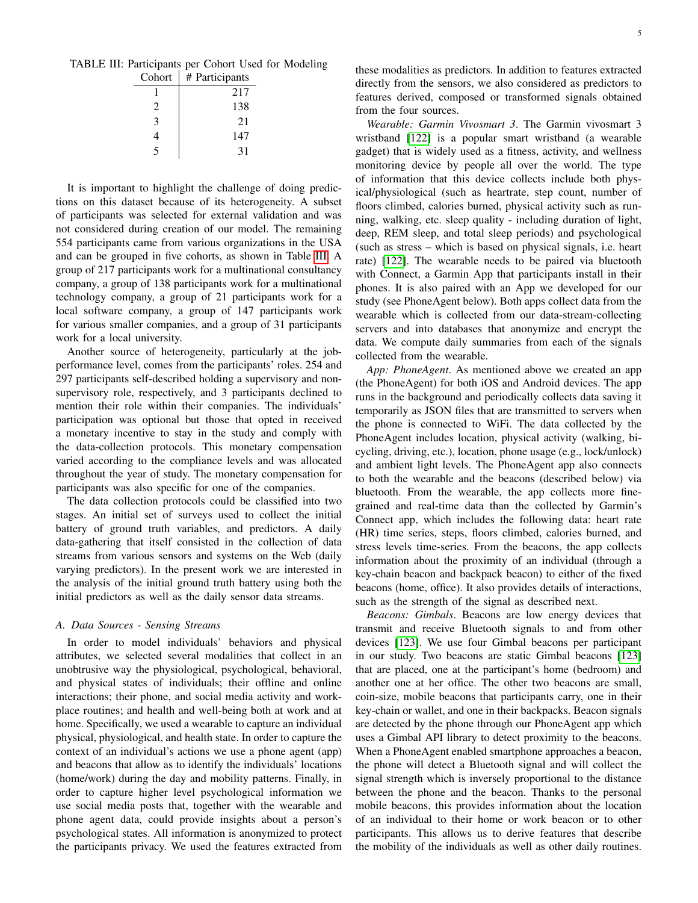TABLE III: Participants per Cohort Used for Modeling

| Cohort | # Participants |
|---|---|
| 1 | 217 |
| 2 | 138 |
| 3 | 21 |
| 4 | 147 |
| 5 | 31 |

It is important to highlight the challenge of doing predictions on this dataset because of its heterogeneity. A subset of participants was selected for external validation and was not considered during creation of our model. The remaining 554 participants came from various organizations in the USA and can be grouped in five cohorts, as shown in Table III. A group of 217 participants work for a multinational consultancy company, a group of 138 participants work for a multinational technology company, a group of 21 participants work for a local software company, a group of 147 participants work for various smaller companies, and a group of 31 participants work for a local university.

Another source of heterogeneity, particularly at the job-performance level, comes from the participants' roles. 254 and 297 participants self-described holding a supervisory and non-supervisory role, respectively, and 3 participants declined to mention their role within their companies. The individuals' participation was optional but those that opted in received a monetary incentive to stay in the study and comply with the data-collection protocols. This monetary compensation varied according to the compliance levels and was allocated throughout the year of study. The monetary compensation for participants was also specific for one of the companies.

The data collection protocols could be classified into two stages. An initial set of surveys used to collect the initial battery of ground truth variables, and predictors. A daily data-gathering that itself consisted in the collection of data streams from various sensors and systems on the Web (daily varying predictors). In the present work we are interested in the analysis of the initial ground truth battery using both the initial predictors as well as the daily sensor data streams.

### A. Data Sources - Sensing Streams

In order to model individuals' behaviors and physical attributes, we selected several modalities that collect in an unobtrusive way the physiological, psychological, behavioral, and physical states of individuals; their offline and online interactions; their phone, and social media activity and workplace routines; and health and well-being both at work and at home. Specifically, we used a wearable to capture an individual physical, physiological, and health state. In order to capture the context of an individual's actions we use a phone agent (app) and beacons that allow as to identify the individuals' locations (home/work) during the day and mobility patterns. Finally, in order to capture higher level psychological information we use social media posts that, together with the wearable and phone agent data, could provide insights about a person's psychological states. All information is anonymized to protect the participants privacy. We used the features extracted from these modalities as predictors. In addition to features extracted directly from the sensors, we also considered as predictors to features derived, composed or transformed signals obtained from the four sources.

*Wearable: Garmin Vivosmart 3*. The Garmin vivosmart 3 wristband [122] is a popular smart wristband (a wearable gadget) that is widely used as a fitness, activity, and wellness monitoring device by people all over the world. The type of information that this device collects include both physical/physiological (such as heartrate, step count, number of floors climbed, calories burned, physical activity such as running, walking, etc. sleep quality - including duration of light, deep, REM sleep, and total sleep periods) and psychological (such as stress – which is based on physical signals, i.e. heart rate) [122]. The wearable needs to be paired via bluetooth with Connect, a Garmin App that participants install in their phones. It is also paired with an App we developed for our study (see PhoneAgent below). Both apps collect data from the wearable which is collected from our data-stream-collecting servers and into databases that anonymize and encrypt the data. We compute daily summaries from each of the signals collected from the wearable.

*App: PhoneAgent*. As mentioned above we created an app (the PhoneAgent) for both iOS and Android devices. The app runs in the background and periodically collects data saving it temporarily as JSON files that are transmitted to servers when the phone is connected to WiFi. The data collected by the PhoneAgent includes location, physical activity (walking, bicycling, driving, etc.), location, phone usage (e.g., lock/unlock) and ambient light levels. The PhoneAgent app also connects to both the wearable and the beacons (described below) via bluetooth. From the wearable, the app collects more fine-grained and real-time data than the collected by Garmin's Connect app, which includes the following data: heart rate (HR) time series, steps, floors climbed, calories burned, and stress levels time-series. From the beacons, the app collects information about the proximity of an individual (through a key-chain beacon and backpack beacon) to either of the fixed beacons (home, office). It also provides details of interactions, such as the strength of the signal as described next.

*Beacons: Gimbals*. Beacons are low energy devices that transmit and receive Bluetooth signals to and from other devices [123]. We use four Gimbal beacons per participant in our study. Two beacons are static Gimbal beacons [123] that are placed, one at the participant's home (bedroom) and another one at her office. The other two beacons are small, coin-size, mobile beacons that participants carry, one in their key-chain or wallet, and one in their backpacks. Beacon signals are detected by the phone through our PhoneAgent app which uses a Gimbal API library to detect proximity to the beacons. When a PhoneAgent enabled smartphone approaches a beacon, the phone will detect a Bluetooth signal and will collect the signal strength which is inversely proportional to the distance between the phone and the beacon. Thanks to the personal mobile beacons, this provides information about the location of an individual to their home or work beacon or to other participants. This allows us to derive features that describe the mobility of the individuals as well as other daily routines.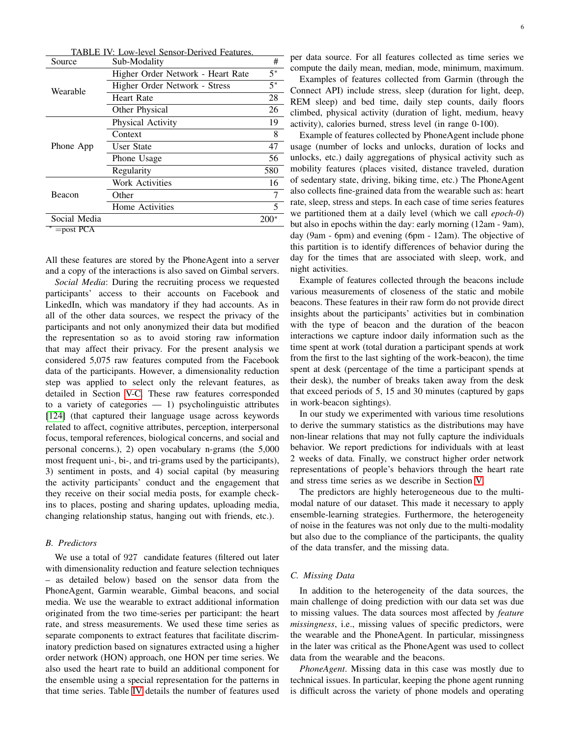TABLE IV: Low-level Sensor-Derived Features.

| Source | Sub-Modality | # |
|---|---|---|
| Wearable | Higher Order Network - Heart Rate | 5* |
| | Higher Order Network - Stress | 5* |
| | Heart Rate | 28 |
| | Other Physical | 26 |
| Phone App | Physical Activity | 19 |
| | Context | 8 |
| | User State | 47 |
| | Phone Usage | 56 |
| | Regularity | 580 |
| Beacon | Work Activities | 16 |
| | Other | 7 |
| | Home Activities | 5 |
| Social Media | | 200* |

* =post PCA

All these features are stored by the PhoneAgent into a server and a copy of the interactions is also saved on Gimbal servers.

*Social Media*: During the recruiting process we requested participants' access to their accounts on Facebook and LinkedIn, which was mandatory if they had accounts. As in all of the other data sources, we respect the privacy of the participants and not only anonymized their data but modified the representation so as to avoid storing raw information that may affect their privacy. For the present analysis we considered 5,075 raw features computed from the Facebook data of the participants. However, a dimensionality reduction step was applied to select only the relevant features, as detailed in Section V-C. These raw features corresponded to a variety of categories — 1) psycholinguistic attributes [124] (that captured their language usage across keywords related to affect, cognitive attributes, perception, interpersonal focus, temporal references, biological concerns, and social and personal concerns.), 2) open vocabulary n-grams (the 5,000 most frequent uni-, bi-, and tri-grams used by the participants), 3) sentiment in posts, and 4) social capital (by measuring the activity participants' conduct and the engagement that they receive on their social media posts, for example check-ins to places, posting and sharing updates, uploading media, changing relationship status, hanging out with friends, etc.).

### B. Predictors

We use a total of 927 candidate features (filtered out later with dimensionality reduction and feature selection techniques – as detailed below) based on the sensor data from the PhoneAgent, Garmin wearable, Gimbal beacons, and social media. We use the wearable to extract additional information originated from the two time-series per participant: the heart rate, and stress measurements. We used these time series as separate components to extract features that facilitate discriminatory prediction based on signatures extracted using a higher order network (HON) approach, one HON per time series. We also used the heart rate to build an additional component for the ensemble using a special representation for the patterns in that time series. Table IV details the number of features used per data source. For all features collected as time series we compute the daily mean, median, mode, minimum, maximum.

Examples of features collected from Garmin (through the Connect API) include stress, sleep (duration for light, deep, REM sleep) and bed time, daily step counts, daily floors climbed, physical activity (duration of light, medium, heavy activity), calories burned, stress level (in range 0-100).

Example of features collected by PhoneAgent include phone usage (number of locks and unlocks, duration of locks and unlocks, etc.) daily aggregations of physical activity such as mobility features (places visited, distance traveled, duration of sedentary state, driving, biking time, etc.) The PhoneAgent also collects fine-grained data from the wearable such as: heart rate, sleep, stress and steps. In each case of time series features we partitioned them at a daily level (which we call *epoch-0*) but also in epochs within the day: early morning (12am - 9am), day (9am - 6pm) and evening (6pm - 12am). The objective of this partition is to identify differences of behavior during the day for the times that are associated with sleep, work, and night activities.

Example of features collected through the beacons include various measurements of closeness of the static and mobile beacons. These features in their raw form do not provide direct insights about the participants' activities but in combination with the type of beacon and the duration of the beacon interactions we capture indoor daily information such as the time spent at work (total duration a participant spends at work from the first to the last sighting of the work-beacon), the time spent at desk (percentage of the time a participant spends at their desk), the number of breaks taken away from the desk that exceed periods of 5, 15 and 30 minutes (captured by gaps in work-beacon sightings).

In our study we experimented with various time resolutions to derive the summary statistics as the distributions may have non-linear relations that may not fully capture the individuals behavior. We report predictions for individuals with at least 2 weeks of data. Finally, we construct higher order network representations of people's behaviors through the heart rate and stress time series as we describe in Section V.

The predictors are highly heterogeneous due to the multi-modal nature of our dataset. This made it necessary to apply ensemble-learning strategies. Furthermore, the heterogeneity of noise in the features was not only due to the multi-modality but also due to the compliance of the participants, the quality of the data transfer, and the missing data.

### C. Missing Data

In addition to the heterogeneity of the data sources, the main challenge of doing prediction with our data set was due to missing values. The data sources most affected by *feature missingness*, i.e., missing values of specific predictors, were the wearable and the PhoneAgent. In particular, missingness in the later was critical as the PhoneAgent was used to collect data from the wearable and the beacons.

*PhoneAgent*. Missing data in this case was mostly due to technical issues. In particular, keeping the phone agent running is difficult across the variety of phone models and operating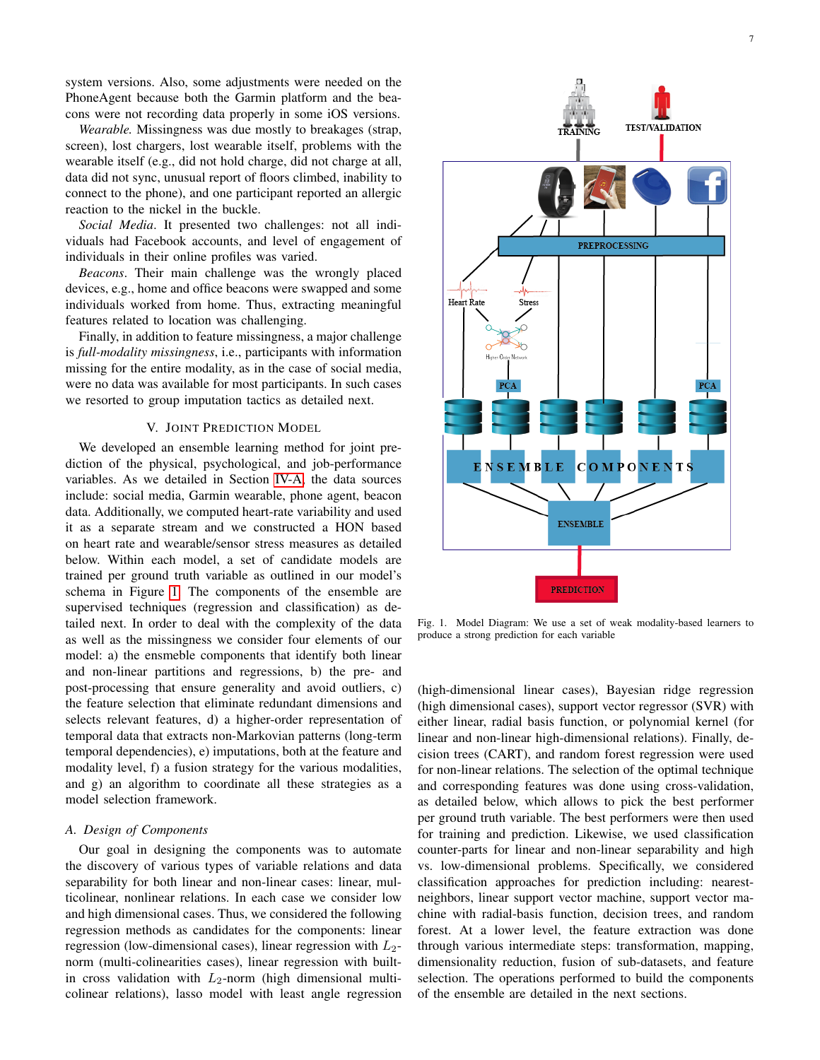system versions. Also, some adjustments were needed on the PhoneAgent because both the Garmin platform and the beacons were not recording data properly in some iOS versions.

*Wearable.* Missingness was due mostly to breakages (strap, screen), lost chargers, lost wearable itself, problems with the wearable itself (e.g., did not hold charge, did not charge at all, data did not sync, unusual report of floors climbed, inability to connect to the phone), and one participant reported an allergic reaction to the nickel in the buckle.

*Social Media*. It presented two challenges: not all individuals had Facebook accounts, and level of engagement of individuals in their online profiles was varied.

*Beacons*. Their main challenge was the wrongly placed devices, e.g., home and office beacons were swapped and some individuals worked from home. Thus, extracting meaningful features related to location was challenging.

Finally, in addition to feature missingness, a major challenge is *full-modality missingness*, i.e., participants with information missing for the entire modality, as in the case of social media, were no data was available for most participants. In such cases we resorted to group imputation tactics as detailed next.

## V. Joint Prediction Model

We developed an ensemble learning method for joint prediction of the physical, psychological, and job-performance variables. As we detailed in Section IV-A, the data sources include: social media, Garmin wearable, phone agent, beacon data. Additionally, we computed heart-rate variability and used it as a separate stream and we constructed a HON based on heart rate and wearable/sensor stress measures as detailed below. Within each model, a set of candidate models are trained per ground truth variable as outlined in our model's schema in Figure 1. The components of the ensemble are supervised techniques (regression and classification) as detailed next. In order to deal with the complexity of the data as well as the missingness we consider four elements of our model: a) the ensmeble components that identify both linear and non-linear partitions and regressions, b) the pre- and post-processing that ensure generality and avoid outliers, c) the feature selection that eliminate redundant dimensions and selects relevant features, d) a higher-order representation of temporal data that extracts non-Markovian patterns (long-term temporal dependencies), e) imputations, both at the feature and modality level, f) a fusion strategy for the various modalities, and g) an algorithm to coordinate all these strategies as a model selection framework.

Fig. 1. Model Diagram: We use a set of weak modality-based learners to produce a strong prediction for each variable

### A. Design of Components

Our goal in designing the components was to automate the discovery of various types of variable relations and data separability for both linear and non-linear cases: linear, multicolinear, nonlinear relations. In each case we consider low and high dimensional cases. Thus, we considered the following regression methods as candidates for the components: linear regression (low-dimensional cases), linear regression with $L_2$-norm (multi-colinearities cases), linear regression with built-in cross validation with $L_2$-norm (high dimensional multi-colinear relations), lasso model with least angle regression (high-dimensional linear cases), Bayesian ridge regression (high dimensional cases), support vector regressor (SVR) with either linear, radial basis function, or polynomial kernel (for linear and non-linear high-dimensional relations). Finally, decision trees (CART), and random forest regression were used for non-linear relations. The selection of the optimal technique and corresponding features was done using cross-validation, as detailed below, which allows to pick the best performer per ground truth variable. The best performers were then used for training and prediction. Likewise, we used classification counter-parts for linear and non-linear separability and high vs. low-dimensional problems. Specifically, we considered classification approaches for prediction including: nearest-neighbors, linear support vector machine, support vector machine with radial-basis function, decision trees, and random forest. At a lower level, the feature extraction was done through various intermediate steps: transformation, mapping, dimensionality reduction, fusion of sub-datasets, and feature selection. The operations performed to build the components of the ensemble are detailed in the next sections.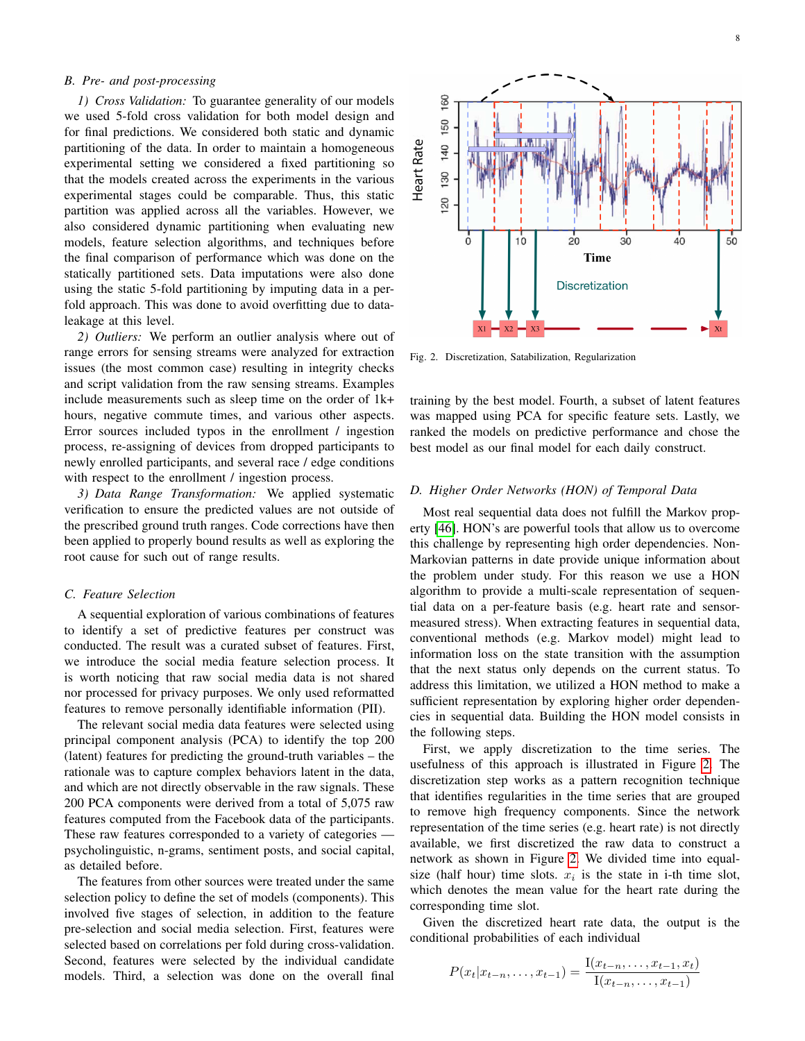### B. Pre- and post-processing

*1) Cross Validation:* To guarantee generality of our models we used 5-fold cross validation for both model design and for final predictions. We considered both static and dynamic partitioning of the data. In order to maintain a homogeneous experimental setting we considered a fixed partitioning so that the models created across the experiments in the various experimental stages could be comparable. Thus, this static partition was applied across all the variables. However, we also considered dynamic partitioning when evaluating new models, feature selection algorithms, and techniques before the final comparison of performance which was done on the statically partitioned sets. Data imputations were also done using the static 5-fold partitioning by imputing data in a per-fold approach. This was done to avoid overfitting due to data-leakage at this level.

*2) Outliers:* We perform an outlier analysis where out of range errors for sensing streams were analyzed for extraction issues (the most common case) resulting in integrity checks and script validation from the raw sensing streams. Examples include measurements such as sleep time on the order of 1k+ hours, negative commute times, and various other aspects. Error sources included typos in the enrollment / ingestion process, re-assigning of devices from dropped participants to newly enrolled participants, and several race / edge conditions with respect to the enrollment / ingestion process.

*3) Data Range Transformation:* We applied systematic verification to ensure the predicted values are not outside of the prescribed ground truth ranges. Code corrections have then been applied to properly bound results as well as exploring the root cause for such out of range results.

### C. Feature Selection

A sequential exploration of various combinations of features to identify a set of predictive features per construct was conducted. The result was a curated subset of features. First, we introduce the social media feature selection process. It is worth noticing that raw social media data is not shared nor processed for privacy purposes. We only used reformatted features to remove personally identifiable information (PII).

The relevant social media data features were selected using principal component analysis (PCA) to identify the top 200 (latent) features for predicting the ground-truth variables – the rationale was to capture complex behaviors latent in the data, and which are not directly observable in the raw signals. These 200 PCA components were derived from a total of 5,075 raw features computed from the Facebook data of the participants. These raw features corresponded to a variety of categories — psycholinguistic, n-grams, sentiment posts, and social capital, as detailed before.

The features from other sources were treated under the same selection policy to define the set of models (components). This involved five stages of selection, in addition to the feature pre-selection and social media selection. First, features were selected based on correlations per fold during cross-validation. Second, features were selected by the individual candidate models. Third, a selection was done on the overall final training by the best model. Fourth, a subset of latent features was mapped using PCA for specific feature sets. Lastly, we ranked the models on predictive performance and chose the best model as our final model for each daily construct.

Fig. 2. Discretization, Satabilization, Regularization

### D. Higher Order Networks (HON) of Temporal Data

Most real sequential data does not fulfill the Markov property [46]. HON's are powerful tools that allow us to overcome this challenge by representing high order dependencies. Non-Markovian patterns in date provide unique information about the problem under study. For this reason we use a HON algorithm to provide a multi-scale representation of sequential data on a per-feature basis (e.g. heart rate and sensor-measured stress). When extracting features in sequential data, conventional methods (e.g. Markov model) might lead to information loss on the state transition with the assumption that the next status only depends on the current status. To address this limitation, we utilized a HON method to make a sufficient representation by exploring higher order dependencies in sequential data. Building the HON model consists in the following steps.

First, we apply discretization to the time series. The usefulness of this approach is illustrated in Figure 2. The discretization step works as a pattern recognition technique that identifies regularities in the time series that are grouped to remove high frequency components. Since the network representation of the time series (e.g. heart rate) is not directly available, we first discretized the raw data to construct a network as shown in Figure 2. We divided time into equal-size (half hour) time slots. $x_i$ is the state in i-th time slot, which denotes the mean value for the heart rate during the corresponding time slot.

Given the discretized heart rate data, the output is the conditional probabilities of each individual

$$P(x_t|x_{t-n}, \ldots, x_{t-1}) = \frac{\mathrm{I}(x_{t-n}, \ldots, x_{t-1}, x_t)}{\mathrm{I}(x_{t-n}, \ldots, x_{t-1})}$$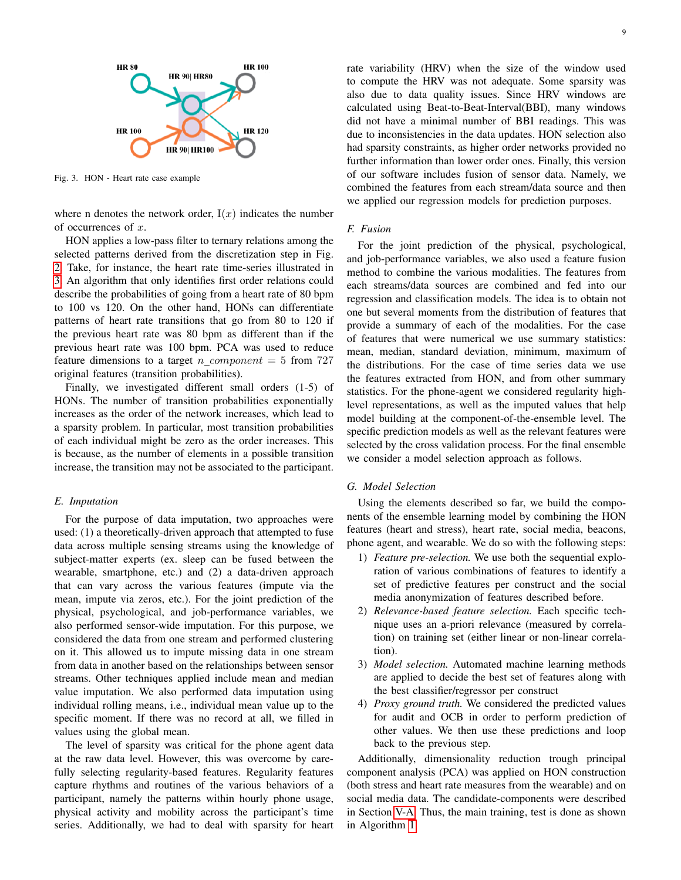Fig. 3. HON - Heart rate case example

where n denotes the network order, $\text{I}(x)$ indicates the number of occurrences of $x$.

HON applies a low-pass filter to ternary relations among the selected patterns derived from the discretization step in Fig. 2. Take, for instance, the heart rate time-series illustrated in 3. An algorithm that only identifies first order relations could describe the probabilities of going from a heart rate of 80 bpm to 100 vs 120. On the other hand, HONs can differentiate patterns of heart rate transitions that go from 80 to 120 if the previous heart rate was 80 bpm as different than if the previous heart rate was 100 bpm. PCA was used to reduce feature dimensions to a target $n\_component = 5$ from 727 original features (transition probabilities).

Finally, we investigated different small orders (1-5) of HONs. The number of transition probabilities exponentially increases as the order of the network increases, which lead to a sparsity problem. In particular, most transition probabilities of each individual might be zero as the order increases. This is because, as the number of elements in a possible transition increase, the transition may not be associated to the participant.

### E. Imputation

For the purpose of data imputation, two approaches were used: (1) a theoretically-driven approach that attempted to fuse data across multiple sensing streams using the knowledge of subject-matter experts (ex. sleep can be fused between the wearable, smartphone, etc.) and (2) a data-driven approach that can vary across the various features (impute via the mean, impute via zeros, etc.). For the joint prediction of the physical, psychological, and job-performance variables, we also performed sensor-wide imputation. For this purpose, we considered the data from one stream and performed clustering on it. This allowed us to impute missing data in one stream from data in another based on the relationships between sensor streams. Other techniques applied include mean and median value imputation. We also performed data imputation using individual rolling means, i.e., individual mean value up to the specific moment. If there was no record at all, we filled in values using the global mean.

The level of sparsity was critical for the phone agent data at the raw data level. However, this was overcome by carefully selecting regularity-based features. Regularity features capture rhythms and routines of the various behaviors of a participant, namely the patterns within hourly phone usage, physical activity and mobility across the participant's time series. Additionally, we had to deal with sparsity for heart rate variability (HRV) when the size of the window used to compute the HRV was not adequate. Some sparsity was also due to data quality issues. Since HRV windows are calculated using Beat-to-Beat-Interval(BBI), many windows did not have a minimal number of BBI readings. This was due to inconsistencies in the data updates. HON selection also had sparsity constraints, as higher order networks provided no further information than lower order ones. Finally, this version of our software includes fusion of sensor data. Namely, we combined the features from each stream/data source and then we applied our regression models for prediction purposes.

### F. Fusion

For the joint prediction of the physical, psychological, and job-performance variables, we also used a feature fusion method to combine the various modalities. The features from each streams/data sources are combined and fed into our regression and classification models. The idea is to obtain not one but several moments from the distribution of features that provide a summary of each of the modalities. For the case of features that were numerical we use summary statistics: mean, median, standard deviation, minimum, maximum of the distributions. For the case of time series data we use the features extracted from HON, and from other summary statistics. For the phone-agent we considered regularity high-level representations, as well as the imputed values that help model building at the component-of-the-ensemble level. The specific prediction models as well as the relevant features were selected by the cross validation process. For the final ensemble we consider a model selection approach as follows.

### G. Model Selection

Using the elements described so far, we build the components of the ensemble learning model by combining the HON features (heart and stress), heart rate, social media, beacons, phone agent, and wearable. We do so with the following steps:

1) *Feature pre-selection.* We use both the sequential exploration of various combinations of features to identify a set of predictive features per construct and the social media anonymization of features described before.
2) *Relevance-based feature selection.* Each specific technique uses an a-priori relevance (measured by correlation) on training set (either linear or non-linear correlation).
3) *Model selection.* Automated machine learning methods are applied to decide the best set of features along with the best classifier/regressor per construct
4) *Proxy ground truth.* We considered the predicted values for audit and OCB in order to perform prediction of other values. We then use these predictions and loop back to the previous step.

Additionally, dimensionality reduction trough principal component analysis (PCA) was applied on HON construction (both stress and heart rate measures from the wearable) and on social media data. The candidate-components were described in Section V-A. Thus, the main training, test is done as shown in Algorithm 1.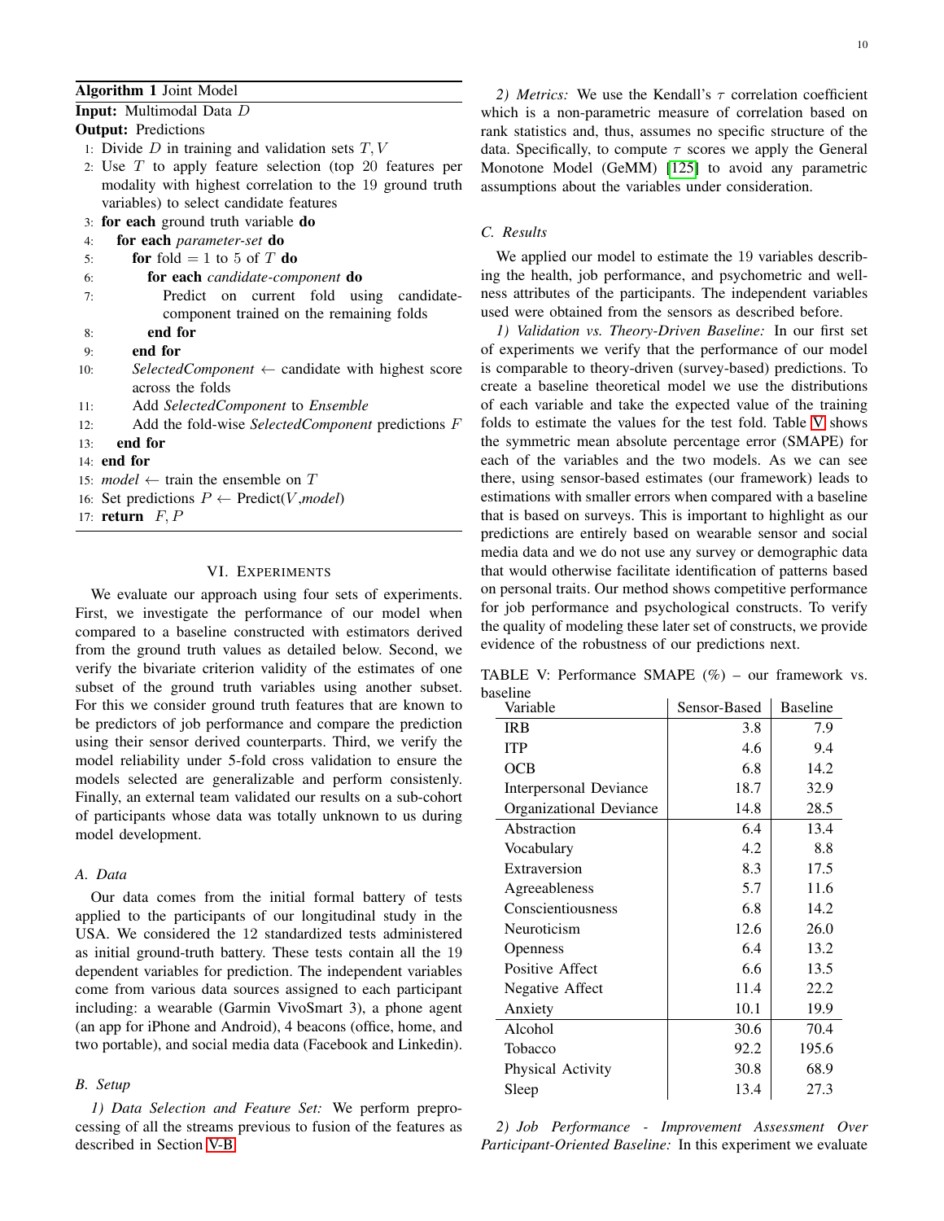**Algorithm 1** Joint Model

**Input:** Multimodal Data $D$

**Output:** Predictions

1: Divide $D$ in training and validation sets $T, V$
2: Use $T$ to apply feature selection (top 20 features per modality with highest correlation to the 19 ground truth variables) to select candidate features
3: **for each** ground truth variable **do**
4: &nbsp;&nbsp;&nbsp;&nbsp;**for each** *parameter-set* **do**
5: &nbsp;&nbsp;&nbsp;&nbsp;&nbsp;&nbsp;&nbsp;&nbsp;**for** fold $= 1$ to 5 of $T$ **do**
6: &nbsp;&nbsp;&nbsp;&nbsp;&nbsp;&nbsp;&nbsp;&nbsp;&nbsp;&nbsp;&nbsp;&nbsp;**for each** *candidate-component* **do**
7: &nbsp;&nbsp;&nbsp;&nbsp;&nbsp;&nbsp;&nbsp;&nbsp;&nbsp;&nbsp;&nbsp;&nbsp;&nbsp;&nbsp;&nbsp;&nbsp;Predict on current fold using candidate-component trained on the remaining folds
8: &nbsp;&nbsp;&nbsp;&nbsp;&nbsp;&nbsp;&nbsp;&nbsp;&nbsp;&nbsp;&nbsp;&nbsp;**end for**
9: &nbsp;&nbsp;&nbsp;&nbsp;&nbsp;&nbsp;&nbsp;&nbsp;**end for**
10: &nbsp;&nbsp;&nbsp;&nbsp;&nbsp;&nbsp;&nbsp;&nbsp;*SelectedComponent* $\leftarrow$ candidate with highest score across the folds
11: &nbsp;&nbsp;&nbsp;&nbsp;&nbsp;&nbsp;&nbsp;&nbsp;Add *SelectedComponent* to *Ensemble*
12: &nbsp;&nbsp;&nbsp;&nbsp;&nbsp;&nbsp;&nbsp;&nbsp;Add the fold-wise *SelectedComponent* predictions $F$
13: &nbsp;&nbsp;&nbsp;&nbsp;**end for**
14: **end for**
15: *model* $\leftarrow$ train the ensemble on $T$
16: Set predictions $P \leftarrow$ Predict($V$,*model*)
17: **return** $F, P$

## VI. Experiments

We evaluate our approach using four sets of experiments. First, we investigate the performance of our model when compared to a baseline constructed with estimators derived from the ground truth values as detailed below. Second, we verify the bivariate criterion validity of the estimates of one subset of the ground truth variables using another subset. For this we consider ground truth features that are known to be predictors of job performance and compare the prediction using their sensor derived counterparts. Third, we verify the model reliability under 5-fold cross validation to ensure the models selected are generalizable and perform consistently. Finally, an external team validated our results on a sub-cohort of participants whose data was totally unknown to us during model development.

### A. Data

Our data comes from the initial formal battery of tests applied to the participants of our longitudinal study in the USA. We considered the 12 standardized tests administered as initial ground-truth battery. These tests contain all the 19 dependent variables for prediction. The independent variables come from various data sources assigned to each participant including: a wearable (Garmin VivoSmart 3), a phone agent (an app for iPhone and Android), 4 beacons (office, home, and two portable), and social media data (Facebook and Linkedin).

### B. Setup

*1) Data Selection and Feature Set:* We perform preprocessing of all the streams previous to fusion of the features as described in Section V-B.

*2) Metrics:* We use the Kendall's $\tau$ correlation coefficient which is a non-parametric measure of correlation based on rank statistics and, thus, assumes no specific structure of the data. Specifically, to compute $\tau$ scores we apply the General Monotone Model (GeMM) [125] to avoid any parametric assumptions about the variables under consideration.

### C. Results

We applied our model to estimate the 19 variables describing the health, job performance, and psychometric and wellness attributes of the participants. The independent variables used were obtained from the sensors as described before.

*1) Validation vs. Theory-Driven Baseline:* In our first set of experiments we verify that the performance of our model is comparable to theory-driven (survey-based) predictions. To create a baseline theoretical model we use the distributions of each variable and take the expected value of the training folds to estimate the values for the test fold. Table V shows the symmetric mean absolute percentage error (SMAPE) for each of the variables and the two models. As we can see there, using sensor-based estimates (our framework) leads to estimations with smaller errors when compared with a baseline that is based on surveys. This is important to highlight as our predictions are entirely based on wearable sensor and social media data and we do not use any survey or demographic data that would otherwise facilitate identification of patterns based on personal traits. Our method shows competitive performance for job performance and psychological constructs. To verify the quality of modeling these later set of constructs, we provide evidence of the robustness of our predictions next.

TABLE V: Performance SMAPE (%) – our framework vs. baseline

| Variable | Sensor-Based | Baseline |
|---|---|---|
| IRB | 3.8 | 7.9 |
| ITP | 4.6 | 9.4 |
| OCB | 6.8 | 14.2 |
| Interpersonal Deviance | 18.7 | 32.9 |
| Organizational Deviance | 14.8 | 28.5 |
| Abstraction | 6.4 | 13.4 |
| Vocabulary | 4.2 | 8.8 |
| Extraversion | 8.3 | 17.5 |
| Agreeableness | 5.7 | 11.6 |
| Conscientiousness | 6.8 | 14.2 |
| Neuroticism | 12.6 | 26.0 |
| Openness | 6.4 | 13.2 |
| Positive Affect | 6.6 | 13.5 |
| Negative Affect | 11.4 | 22.2 |
| Anxiety | 10.1 | 19.9 |
| Alcohol | 30.6 | 70.4 |
| Tobacco | 92.2 | 195.6 |
| Physical Activity | 30.8 | 68.9 |
| Sleep | 13.4 | 27.3 |

*2) Job Performance - Improvement Assessment Over Participant-Oriented Baseline:* In this experiment we evaluate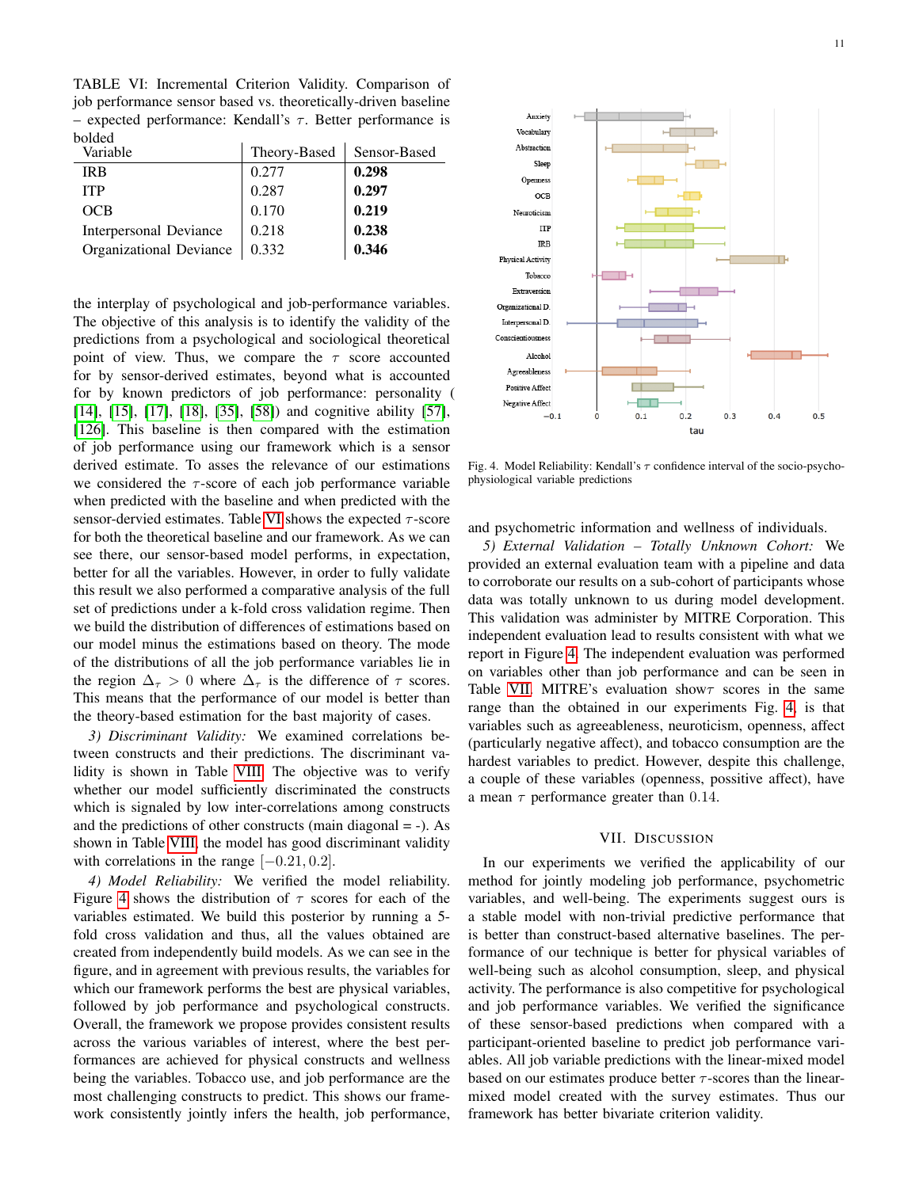TABLE VI: Incremental Criterion Validity. Comparison of job performance sensor based vs. theoretically-driven baseline – expected performance: Kendall's $\tau$. Better performance is bolded

| Variable | Theory-Based | Sensor-Based |
|---|---|---|
| IRB | 0.277 | **0.298** |
| ITP | 0.287 | **0.297** |
| OCB | 0.170 | **0.219** |
| Interpersonal Deviance | 0.218 | **0.238** |
| Organizational Deviance | 0.332 | **0.346** |

the interplay of psychological and job-performance variables. The objective of this analysis is to identify the validity of the predictions from a psychological and sociological theoretical point of view. Thus, we compare the $\tau$ score accounted for by sensor-derived estimates, beyond what is accounted for by known predictors of job performance: personality ( [14], [15], [17], [18], [35], [58]) and cognitive ability [57], [126]. This baseline is then compared with the estimation of job performance using our framework which is a sensor derived estimate. To asses the relevance of our estimations we considered the $\tau$-score of each job performance variable when predicted with the baseline and when predicted with the sensor-dervied estimates. Table VI shows the expected $\tau$-score for both the theoretical baseline and our framework. As we can see there, our sensor-based model performs, in expectation, better for all the variables. However, in order to fully validate this result we also performed a comparative analysis of the full set of predictions under a k-fold cross validation regime. Then we build the distribution of differences of estimations based on our model minus the estimations based on theory. The mode of the distributions of all the job performance variables lie in the region $\Delta_\tau > 0$ where $\Delta_\tau$ is the difference of $\tau$ scores. This means that the performance of our model is better than the theory-based estimation for the bast majority of cases.

*3) Discriminant Validity:* We examined correlations between constructs and their predictions. The discriminant validity is shown in Table VIII. The objective was to verify whether our model sufficiently discriminated the constructs which is signaled by low inter-correlations among constructs and the predictions of other constructs (main diagonal = -). As shown in Table VIII, the model has good discriminant validity with correlations in the range $[-0.21, 0.2]$.

*4) Model Reliability:* We verified the model reliability. Figure 4 shows the distribution of $\tau$ scores for each of the variables estimated. We build this posterior by running a 5-fold cross validation and thus, all the values obtained are created from independently build models. As we can see in the figure, and in agreement with previous results, the variables for which our framework performs the best are physical variables, followed by job performance and psychological constructs. Overall, the framework we propose provides consistent results across the various variables of interest, where the best performances are achieved for physical constructs and wellness being the variables. Tobacco use, and job performance are the most challenging constructs to predict. This shows our framework consistently jointly infers the health, job performance, and psychometric information and wellness of individuals.

Fig. 4. Model Reliability: Kendall's $\tau$ confidence interval of the socio-psycho-physiological variable predictions

*5) External Validation – Totally Unknown Cohort:* We provided an external evaluation team with a pipeline and data to corroborate our results on a sub-cohort of participants whose data was totally unknown to us during model development. This validation was administer by MITRE Corporation. This independent evaluation lead to results consistent with what we report in Figure 4. The independent evaluation was performed on variables other than job performance and can be seen in Table VII. MITRE's evaluation show$\tau$ scores in the same range than the obtained in our experiments Fig. 4, is that variables such as agreeableness, neuroticism, openness, affect (particularly negative affect), and tobacco consumption are the hardest variables to predict. However, despite this challenge, a couple of these variables (openness, possitive affect), have a mean $\tau$ performance greater than 0.14.

## VII. Discussion

In our experiments we verified the applicability of our method for jointly modeling job performance, psychometric variables, and well-being. The experiments suggest ours is a stable model with non-trivial predictive performance that is better than construct-based alternative baselines. The performance of our technique is better for physical variables of well-being such as alcohol consumption, sleep, and physical activity. The performance is also competitive for psychological and job performance variables. We verified the significance of these sensor-based predictions when compared with a participant-oriented baseline to predict job performance variables. All job variable predictions with the linear-mixed model based on our estimates produce better $\tau$-scores than the linear-mixed model created with the survey estimates. Thus our framework has better bivariate criterion validity.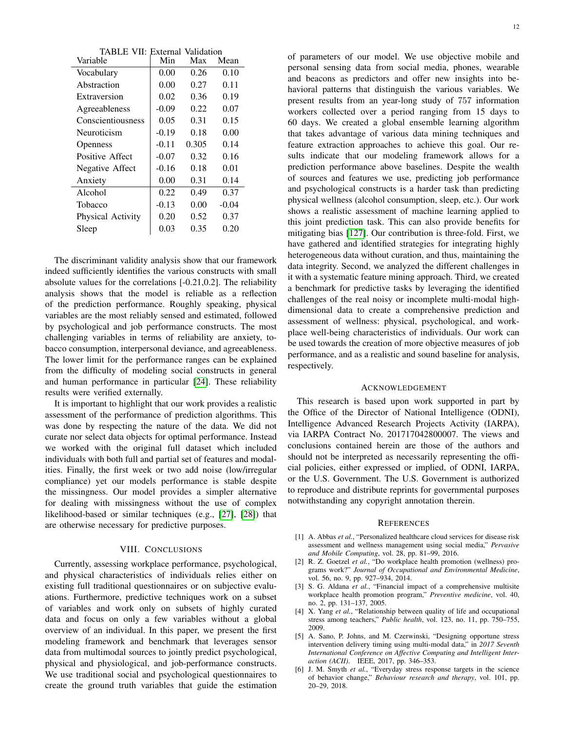TABLE VII: External Validation

| Variable | Min | Max | Mean |
|---|---|---|---|
| Vocabulary | 0.00 | 0.26 | 0.10 |
| Abstraction | 0.00 | 0.27 | 0.11 |
| Extraversion | 0.02 | 0.36 | 0.19 |
| Agreeableness | -0.09 | 0.22 | 0.07 |
| Conscientiousness | 0.05 | 0.31 | 0.15 |
| Neuroticism | -0.19 | 0.18 | 0.00 |
| Openness | -0.11 | 0.305 | 0.14 |
| Positive Affect | -0.07 | 0.32 | 0.16 |
| Negative Affect | -0.16 | 0.18 | 0.01 |
| Anxiety | 0.00 | 0.31 | 0.14 |
| Alcohol | 0.22 | 0.49 | 0.37 |
| Tobacco | -0.13 | 0.00 | -0.04 |
| Physical Activity | 0.20 | 0.52 | 0.37 |
| Sleep | 0.03 | 0.35 | 0.20 |

The discriminant validity analysis show that our framework indeed sufficiently identifies the various constructs with small absolute values for the correlations [-0.21,0.2]. The reliability analysis shows that the model is reliable as a reflection of the prediction performance. Roughly speaking, physical variables are the most reliably sensed and estimated, followed by psychological and job performance constructs. The most challenging variables in terms of reliability are anxiety, tobacco consumption, interpersonal deviance, and agreeableness. The lower limit for the performance ranges can be explained from the difficulty of modeling social constructs in general and human performance in particular [24]. These reliability results were verified externally.

It is important to highlight that our work provides a realistic assessment of the performance of prediction algorithms. This was done by respecting the nature of the data. We did not curate nor select data objects for optimal performance. Instead we worked with the original full dataset which included individuals with both full and partial set of features and modalities. Finally, the first week or two add noise (low/irregular compliance) yet our models performance is stable despite the missingness. Our model provides a simpler alternative for dealing with missingness without the use of complex likelihood-based or similar techniques (e.g., [27], [28]) that are otherwise necessary for predictive purposes.

## VIII. Conclusions

Currently, assessing workplace performance, psychological, and physical characteristics of individuals relies either on existing full traditional questionnaires or on subjective evaluations. Furthermore, predictive techniques work on a subset of variables and work only on subsets of highly curated data and focus on only a few variables without a global overview of an individual. In this paper, we present the first modeling framework and benchmark that leverages sensor data from multimodal sources to jointly predict psychological, physical and physiological, and job-performance constructs. We use traditional social and psychological questionnaires to create the ground truth variables that guide the estimation of parameters of our model. We use objective mobile and personal sensing data from social media, phones, wearable and beacons as predictors and offer new insights into behavioral patterns that distinguish the various variables. We present results from an year-long study of 757 information workers collected over a period ranging from 15 days to 60 days. We created a global ensemble learning algorithm that takes advantage of various data mining techniques and feature extraction approaches to achieve this goal. Our results indicate that our modeling framework allows for a prediction performance above baselines. Despite the wealth of sources and features we use, predicting job performance and psychological constructs is a harder task than predicting physical wellness (alcohol consumption, sleep, etc.). Our work shows a realistic assessment of machine learning applied to this joint prediction task. This can also provide benefits for mitigating bias [127]. Our contribution is three-fold. First, we have gathered and identified strategies for integrating highly heterogeneous data without curation, and thus, maintaining the data integrity. Second, we analyzed the different challenges in it with a systematic feature mining approach. Third, we created a benchmark for predictive tasks by leveraging the identified challenges of the real noisy or incomplete multi-modal high-dimensional data to create a comprehensive prediction and assessment of wellness: physical, psychological, and workplace well-being characteristics of individuals. Our work can be used towards the creation of more objective measures of job performance, and as a realistic and sound baseline for analysis, respectively.

## Acknowledgement

This research is based upon work supported in part by the Office of the Director of National Intelligence (ODNI), Intelligence Advanced Research Projects Activity (IARPA), via IARPA Contract No. 201717042800007. The views and conclusions contained herein are those of the authors and should not be interpreted as necessarily representing the official policies, either expressed or implied, of ODNI, IARPA, or the U.S. Government. The U.S. Government is authorized to reproduce and distribute reprints for governmental purposes notwithstanding any copyright annotation therein.

## References

[1] A. Abbas *et al.*, "Personalized healthcare cloud services for disease risk assessment and wellness management using social media," *Pervasive and Mobile Computing*, vol. 28, pp. 81–99, 2016.

[2] R. Z. Goetzel *et al.*, "Do workplace health promotion (wellness) programs work?" *Journal of Occupational and Environmental Medicine*, vol. 56, no. 9, pp. 927–934, 2014.

[3] S. G. Aldana *et al.*, "Financial impact of a comprehensive multisite workplace health promotion program," *Preventive medicine*, vol. 40, no. 2, pp. 131–137, 2005.

[4] X. Yang *et al.*, "Relationship between quality of life and occupational stress among teachers," *Public health*, vol. 123, no. 11, pp. 750–755, 2009.

[5] A. Sano, P. Johns, and M. Czerwinski, "Designing opportune stress intervention delivery timing using multi-modal data," in *2017 Seventh International Conference on Affective Computing and Intelligent Interaction (ACII)*. IEEE, 2017, pp. 346–353.

[6] J. M. Smyth *et al.*, "Everyday stress response targets in the science of behavior change," *Behaviour research and therapy*, vol. 101, pp. 20–29, 2018.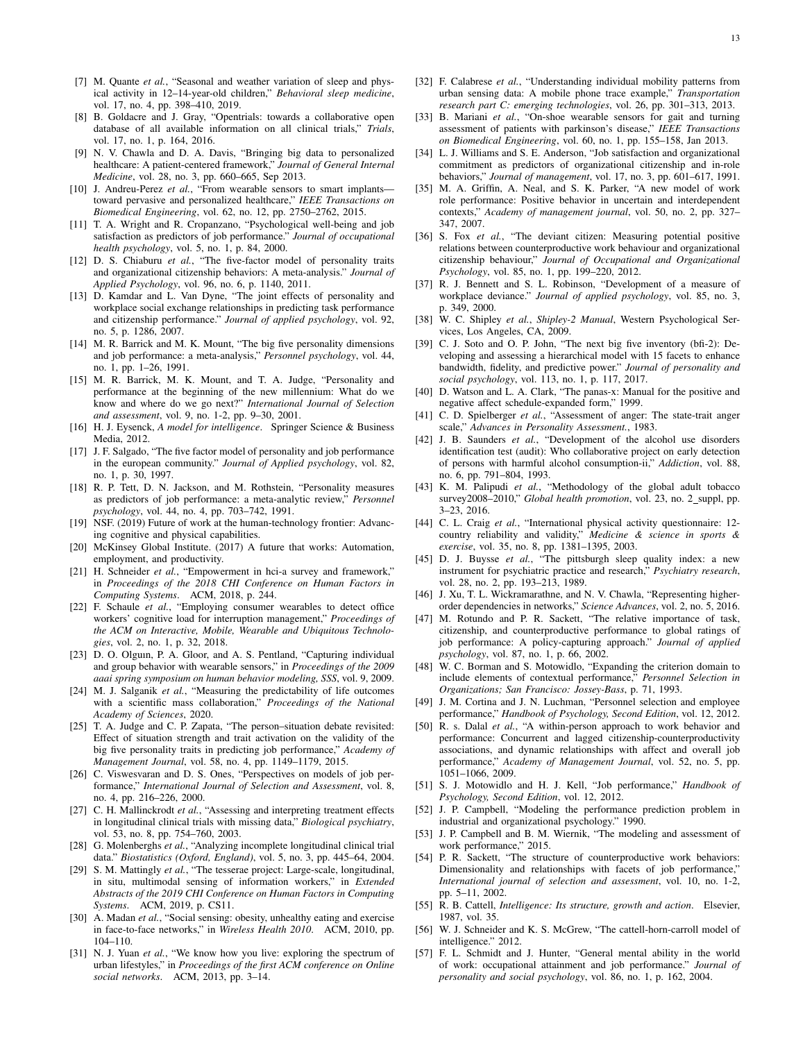[7] M. Quante *et al.*, "Seasonal and weather variation of sleep and physical activity in 12–14-year-old children," *Behavioral sleep medicine*, vol. 17, no. 4, pp. 398–410, 2019.

[8] B. Goldacre and J. Gray, "Opentrials: towards a collaborative open database of all available information on all clinical trials," *Trials*, vol. 17, no. 1, p. 164, 2016.

[9] N. V. Chawla and D. A. Davis, "Bringing big data to personalized healthcare: A patient-centered framework," *Journal of General Internal Medicine*, vol. 28, no. 3, pp. 660–665, Sep 2013.

[10] J. Andreu-Perez *et al.*, "From wearable sensors to smart implants—toward pervasive and personalized healthcare," *IEEE Transactions on Biomedical Engineering*, vol. 62, no. 12, pp. 2750–2762, 2015.

[11] T. A. Wright and R. Cropanzano, "Psychological well-being and job satisfaction as predictors of job performance." *Journal of occupational health psychology*, vol. 5, no. 1, p. 84, 2000.

[12] D. S. Chiaburu *et al.*, "The five-factor model of personality traits and organizational citizenship behaviors: A meta-analysis." *Journal of Applied Psychology*, vol. 96, no. 6, p. 1140, 2011.

[13] D. Kamdar and L. Van Dyne, "The joint effects of personality and workplace social exchange relationships in predicting task performance and citizenship performance." *Journal of applied psychology*, vol. 92, no. 5, p. 1286, 2007.

[14] M. R. Barrick and M. K. Mount, "The big five personality dimensions and job performance: a meta-analysis," *Personnel psychology*, vol. 44, no. 1, pp. 1–26, 1991.

[15] M. R. Barrick, M. K. Mount, and T. A. Judge, "Personality and performance at the beginning of the new millennium: What do we know and where do we go next?" *International Journal of Selection and assessment*, vol. 9, no. 1-2, pp. 9–30, 2001.

[16] H. J. Eysenck, *A model for intelligence*. Springer Science & Business Media, 2012.

[17] J. F. Salgado, "The five factor model of personality and job performance in the european community." *Journal of Applied psychology*, vol. 82, no. 1, p. 30, 1997.

[18] R. P. Tett, D. N. Jackson, and M. Rothstein, "Personality measures as predictors of job performance: a meta-analytic review," *Personnel psychology*, vol. 44, no. 4, pp. 703–742, 1991.

[19] NSF. (2019) Future of work at the human-technology frontier: Advancing cognitive and physical capabilities.

[20] McKinsey Global Institute. (2017) A future that works: Automation, employment, and productivity.

[21] H. Schneider *et al.*, "Empowerment in hci-a survey and framework," in *Proceedings of the 2018 CHI Conference on Human Factors in Computing Systems*. ACM, 2018, p. 244.

[22] F. Schaule *et al.*, "Employing consumer wearables to detect office workers' cognitive load for interruption management," *Proceedings of the ACM on Interactive, Mobile, Wearable and Ubiquitous Technologies*, vol. 2, no. 1, p. 32, 2018.

[23] D. O. Olguın, P. A. Gloor, and A. S. Pentland, "Capturing individual and group behavior with wearable sensors," in *Proceedings of the 2009 aaai spring symposium on human behavior modeling, SSS*, vol. 9, 2009.

[24] M. J. Salganik *et al.*, "Measuring the predictability of life outcomes with a scientific mass collaboration," *Proceedings of the National Academy of Sciences*, 2020.

[25] T. A. Judge and C. P. Zapata, "The person–situation debate revisited: Effect of situation strength and trait activation on the validity of the big five personality traits in predicting job performance," *Academy of Management Journal*, vol. 58, no. 4, pp. 1149–1179, 2015.

[26] C. Viswesvaran and D. S. Ones, "Perspectives on models of job performance," *International Journal of Selection and Assessment*, vol. 8, no. 4, pp. 216–226, 2000.

[27] C. H. Mallinckrodt *et al.*, "Assessing and interpreting treatment effects in longitudinal clinical trials with missing data," *Biological psychiatry*, vol. 53, no. 8, pp. 754–760, 2003.

[28] G. Molenberghs *et al.*, "Analyzing incomplete longitudinal clinical trial data." *Biostatistics (Oxford, England)*, vol. 5, no. 3, pp. 445–64, 2004.

[29] S. M. Mattingly *et al.*, "The tesserae project: Large-scale, longitudinal, in situ, multimodal sensing of information workers," in *Extended Abstracts of the 2019 CHI Conference on Human Factors in Computing Systems*. ACM, 2019, p. CS11.

[30] A. Madan *et al.*, "Social sensing: obesity, unhealthy eating and exercise in face-to-face networks," in *Wireless Health 2010*. ACM, 2010, pp. 104–110.

[31] N. J. Yuan *et al.*, "We know how you live: exploring the spectrum of urban lifestyles," in *Proceedings of the first ACM conference on Online social networks*. ACM, 2013, pp. 3–14.

[32] F. Calabrese *et al.*, "Understanding individual mobility patterns from urban sensing data: A mobile phone trace example," *Transportation research part C: emerging technologies*, vol. 26, pp. 301–313, 2013.

[33] B. Mariani *et al.*, "On-shoe wearable sensors for gait and turning assessment of patients with parkinson's disease," *IEEE Transactions on Biomedical Engineering*, vol. 60, no. 1, pp. 155–158, Jan 2013.

[34] L. J. Williams and S. E. Anderson, "Job satisfaction and organizational commitment as predictors of organizational citizenship and in-role behaviors," *Journal of management*, vol. 17, no. 3, pp. 601–617, 1991.

[35] M. A. Griffin, A. Neal, and S. K. Parker, "A new model of work role performance: Positive behavior in uncertain and interdependent contexts," *Academy of management journal*, vol. 50, no. 2, pp. 327–347, 2007.

[36] S. Fox *et al.*, "The deviant citizen: Measuring potential positive relations between counterproductive work behaviour and organizational citizenship behaviour," *Journal of Occupational and Organizational Psychology*, vol. 85, no. 1, pp. 199–220, 2012.

[37] R. J. Bennett and S. L. Robinson, "Development of a measure of workplace deviance." *Journal of applied psychology*, vol. 85, no. 3, p. 349, 2000.

[38] W. C. Shipley *et al.*, *Shipley-2 Manual*, Western Psychological Services, Los Angeles, CA, 2009.

[39] C. J. Soto and O. P. John, "The next big five inventory (bfi-2): Developing and assessing a hierarchical model with 15 facets to enhance bandwidth, fidelity, and predictive power." *Journal of personality and social psychology*, vol. 113, no. 1, p. 117, 2017.

[40] D. Watson and L. A. Clark, "The panas-x: Manual for the positive and negative affect schedule-expanded form," 1999.

[41] C. D. Spielberger *et al.*, "Assessment of anger: The state-trait anger scale," *Advances in Personality Assessment.*, 1983.

[42] J. B. Saunders *et al.*, "Development of the alcohol use disorders identification test (audit): Who collaborative project on early detection of persons with harmful alcohol consumption-ii," *Addiction*, vol. 88, no. 6, pp. 791–804, 1993.

[43] K. M. Palipudi *et al.*, "Methodology of the global adult tobacco survey2008–2010," *Global health promotion*, vol. 23, no. 2_suppl, pp. 3–23, 2016.

[44] C. L. Craig *et al.*, "International physical activity questionnaire: 12-country reliability and validity," *Medicine & science in sports & exercise*, vol. 35, no. 8, pp. 1381–1395, 2003.

[45] D. J. Buysse *et al.*, "The pittsburgh sleep quality index: a new instrument for psychiatric practice and research," *Psychiatry research*, vol. 28, no. 2, pp. 193–213, 1989.

[46] J. Xu, T. L. Wickramarathne, and N. V. Chawla, "Representing higher-order dependencies in networks," *Science Advances*, vol. 2, no. 5, 2016.

[47] M. Rotundo and P. R. Sackett, "The relative importance of task, citizenship, and counterproductive performance to global ratings of job performance: A policy-capturing approach." *Journal of applied psychology*, vol. 87, no. 1, p. 66, 2002.

[48] W. C. Borman and S. Motowidlo, "Expanding the criterion domain to include elements of contextual performance," *Personnel Selection in Organizations; San Francisco: Jossey-Bass*, p. 71, 1993.

[49] J. M. Cortina and J. N. Luchman, "Personnel selection and employee performance," *Handbook of Psychology, Second Edition*, vol. 12, 2012.

[50] R. s. Dalal *et al.*, "A within-person approach to work behavior and performance: Concurrent and lagged citizenship-counterproductivity associations, and dynamic relationships with affect and overall job performance," *Academy of Management Journal*, vol. 52, no. 5, pp. 1051–1066, 2009.

[51] S. J. Motowidlo and H. J. Kell, "Job performance," *Handbook of Psychology, Second Edition*, vol. 12, 2012.

[52] J. P. Campbell, "Modeling the performance prediction problem in industrial and organizational psychology." 1990.

[53] J. P. Campbell and B. M. Wiernik, "The modeling and assessment of work performance," 2015.

[54] P. R. Sackett, "The structure of counterproductive work behaviors: Dimensionality and relationships with facets of job performance," *International journal of selection and assessment*, vol. 10, no. 1-2, pp. 5–11, 2002.

[55] R. B. Cattell, *Intelligence: Its structure, growth and action*. Elsevier, 1987, vol. 35.

[56] W. J. Schneider and K. S. McGrew, "The cattell-horn-carroll model of intelligence." 2012.

[57] F. L. Schmidt and J. Hunter, "General mental ability in the world of work: occupational attainment and job performance." *Journal of personality and social psychology*, vol. 86, no. 1, p. 162, 2004.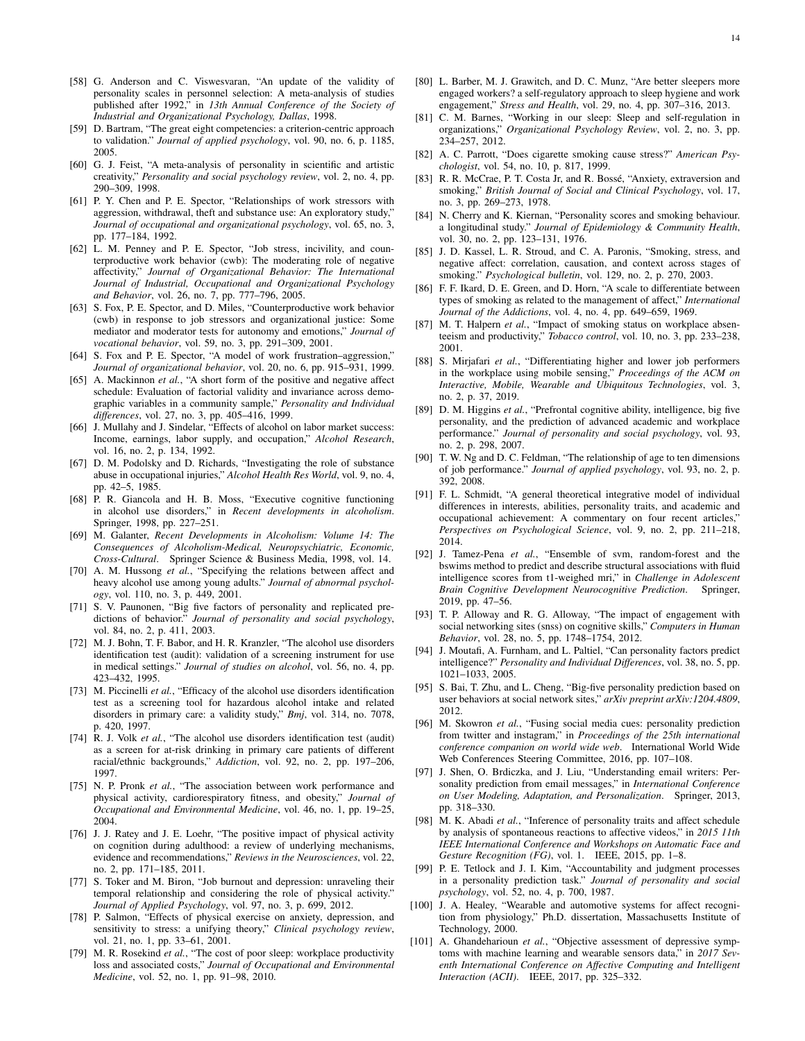[58] G. Anderson and C. Viswesvaran, "An update of the validity of personality scales in personnel selection: A meta-analysis of studies published after 1992," in *13th Annual Conference of the Society of Industrial and Organizational Psychology, Dallas*, 1998.

[59] D. Bartram, "The great eight competencies: a criterion-centric approach to validation." *Journal of applied psychology*, vol. 90, no. 6, p. 1185, 2005.

[60] G. J. Feist, "A meta-analysis of personality in scientific and artistic creativity," *Personality and social psychology review*, vol. 2, no. 4, pp. 290–309, 1998.

[61] P. Y. Chen and P. E. Spector, "Relationships of work stressors with aggression, withdrawal, theft and substance use: An exploratory study," *Journal of occupational and organizational psychology*, vol. 65, no. 3, pp. 177–184, 1992.

[62] L. M. Penney and P. E. Spector, "Job stress, incivility, and counterproductive work behavior (cwb): The moderating role of negative affectivity," *Journal of Organizational Behavior: The International Journal of Industrial, Occupational and Organizational Psychology and Behavior*, vol. 26, no. 7, pp. 777–796, 2005.

[63] S. Fox, P. E. Spector, and D. Miles, "Counterproductive work behavior (cwb) in response to job stressors and organizational justice: Some mediator and moderator tests for autonomy and emotions," *Journal of vocational behavior*, vol. 59, no. 3, pp. 291–309, 2001.

[64] S. Fox and P. E. Spector, "A model of work frustration–aggression," *Journal of organizational behavior*, vol. 20, no. 6, pp. 915–931, 1999.

[65] A. Mackinnon *et al.*, "A short form of the positive and negative affect schedule: Evaluation of factorial validity and invariance across demographic variables in a community sample," *Personality and Individual differences*, vol. 27, no. 3, pp. 405–416, 1999.

[66] J. Mullahy and J. Sindelar, "Effects of alcohol on labor market success: Income, earnings, labor supply, and occupation," *Alcohol Research*, vol. 16, no. 2, p. 134, 1992.

[67] D. M. Podolsky and D. Richards, "Investigating the role of substance abuse in occupational injuries," *Alcohol Health Res World*, vol. 9, no. 4, pp. 42–5, 1985.

[68] P. R. Giancola and H. B. Moss, "Executive cognitive functioning in alcohol use disorders," in *Recent developments in alcoholism*. Springer, 1998, pp. 227–251.

[69] M. Galanter, *Recent Developments in Alcoholism: Volume 14: The Consequences of Alcoholism-Medical, Neuropsychiatric, Economic, Cross-Cultural*. Springer Science & Business Media, 1998, vol. 14.

[70] A. M. Hussong *et al.*, "Specifying the relations between affect and heavy alcohol use among young adults." *Journal of abnormal psychology*, vol. 110, no. 3, p. 449, 2001.

[71] S. V. Paunonen, "Big five factors of personality and replicated predictions of behavior." *Journal of personality and social psychology*, vol. 84, no. 2, p. 411, 2003.

[72] M. J. Bohn, T. F. Babor, and H. R. Kranzler, "The alcohol use disorders identification test (audit): validation of a screening instrument for use in medical settings." *Journal of studies on alcohol*, vol. 56, no. 4, pp. 423–432, 1995.

[73] M. Piccinelli *et al.*, "Efficacy of the alcohol use disorders identification test as a screening tool for hazardous alcohol intake and related disorders in primary care: a validity study," *Bmj*, vol. 314, no. 7078, p. 420, 1997.

[74] R. J. Volk *et al.*, "The alcohol use disorders identification test (audit) as a screen for at-risk drinking in primary care patients of different racial/ethnic backgrounds," *Addiction*, vol. 92, no. 2, pp. 197–206, 1997.

[75] N. P. Pronk *et al.*, "The association between work performance and physical activity, cardiorespiratory fitness, and obesity," *Journal of Occupational and Environmental Medicine*, vol. 46, no. 1, pp. 19–25, 2004.

[76] J. J. Ratey and J. E. Loehr, "The positive impact of physical activity on cognition during adulthood: a review of underlying mechanisms, evidence and recommendations," *Reviews in the Neurosciences*, vol. 22, no. 2, pp. 171–185, 2011.

[77] S. Toker and M. Biron, "Job burnout and depression: unraveling their temporal relationship and considering the role of physical activity." *Journal of Applied Psychology*, vol. 97, no. 3, p. 699, 2012.

[78] P. Salmon, "Effects of physical exercise on anxiety, depression, and sensitivity to stress: a unifying theory," *Clinical psychology review*, vol. 21, no. 1, pp. 33–61, 2001.

[79] M. R. Rosekind *et al.*, "The cost of poor sleep: workplace productivity loss and associated costs," *Journal of Occupational and Environmental Medicine*, vol. 52, no. 1, pp. 91–98, 2010.

[80] L. Barber, M. J. Grawitch, and D. C. Munz, "Are better sleepers more engaged workers? a self-regulatory approach to sleep hygiene and work engagement," *Stress and Health*, vol. 29, no. 4, pp. 307–316, 2013.

[81] C. M. Barnes, "Working in our sleep: Sleep and self-regulation in organizations," *Organizational Psychology Review*, vol. 2, no. 3, pp. 234–257, 2012.

[82] A. C. Parrott, "Does cigarette smoking cause stress?" *American Psychologist*, vol. 54, no. 10, p. 817, 1999.

[83] R. R. McCrae, P. T. Costa Jr, and R. Bossé, "Anxiety, extraversion and smoking," *British Journal of Social and Clinical Psychology*, vol. 17, no. 3, pp. 269–273, 1978.

[84] N. Cherry and K. Kiernan, "Personality scores and smoking behaviour. a longitudinal study." *Journal of Epidemiology & Community Health*, vol. 30, no. 2, pp. 123–131, 1976.

[85] J. D. Kassel, L. R. Stroud, and C. A. Paronis, "Smoking, stress, and negative affect: correlation, causation, and context across stages of smoking." *Psychological bulletin*, vol. 129, no. 2, p. 270, 2003.

[86] F. F. Ikard, D. E. Green, and D. Horn, "A scale to differentiate between types of smoking as related to the management of affect," *International Journal of the Addictions*, vol. 4, no. 4, pp. 649–659, 1969.

[87] M. T. Halpern *et al.*, "Impact of smoking status on workplace absenteeism and productivity," *Tobacco control*, vol. 10, no. 3, pp. 233–238, 2001.

[88] S. Mirjafari *et al.*, "Differentiating higher and lower job performers in the workplace using mobile sensing," *Proceedings of the ACM on Interactive, Mobile, Wearable and Ubiquitous Technologies*, vol. 3, no. 2, p. 37, 2019.

[89] D. M. Higgins *et al.*, "Prefrontal cognitive ability, intelligence, big five personality, and the prediction of advanced academic and workplace performance." *Journal of personality and social psychology*, vol. 93, no. 2, p. 298, 2007.

[90] T. W. Ng and D. C. Feldman, "The relationship of age to ten dimensions of job performance." *Journal of applied psychology*, vol. 93, no. 2, p. 392, 2008.

[91] F. L. Schmidt, "A general theoretical integrative model of individual differences in interests, abilities, personality traits, and academic and occupational achievement: A commentary on four recent articles," *Perspectives on Psychological Science*, vol. 9, no. 2, pp. 211–218, 2014.

[92] J. Tamez-Pena *et al.*, "Ensemble of svm, random-forest and the bswims method to predict and describe structural associations with fluid intelligence scores from t1-weighed mri," in *Challenge in Adolescent Brain Cognitive Development Neurocognitive Prediction*. Springer, 2019, pp. 47–56.

[93] T. P. Alloway and R. G. Alloway, "The impact of engagement with social networking sites (snss) on cognitive skills," *Computers in Human Behavior*, vol. 28, no. 5, pp. 1748–1754, 2012.

[94] J. Moutafi, A. Furnham, and L. Paltiel, "Can personality factors predict intelligence?" *Personality and Individual Differences*, vol. 38, no. 5, pp. 1021–1033, 2005.

[95] S. Bai, T. Zhu, and L. Cheng, "Big-five personality prediction based on user behaviors at social network sites," *arXiv preprint arXiv:1204.4809*, 2012.

[96] M. Skowron *et al.*, "Fusing social media cues: personality prediction from twitter and instagram," in *Proceedings of the 25th international conference companion on world wide web*. International World Wide Web Conferences Steering Committee, 2016, pp. 107–108.

[97] J. Shen, O. Brdiczka, and J. Liu, "Understanding email writers: Personality prediction from email messages," in *International Conference on User Modeling, Adaptation, and Personalization*. Springer, 2013, pp. 318–330.

[98] M. K. Abadi *et al.*, "Inference of personality traits and affect schedule by analysis of spontaneous reactions to affective videos," in *2015 11th IEEE International Conference and Workshops on Automatic Face and Gesture Recognition (FG)*, vol. 1. IEEE, 2015, pp. 1–8.

[99] P. E. Tetlock and J. I. Kim, "Accountability and judgment processes in a personality prediction task." *Journal of personality and social psychology*, vol. 52, no. 4, p. 700, 1987.

[100] J. A. Healey, "Wearable and automotive systems for affect recognition from physiology," Ph.D. dissertation, Massachusetts Institute of Technology, 2000.

[101] A. Ghandeharioun *et al.*, "Objective assessment of depressive symptoms with machine learning and wearable sensors data," in *2017 Seventh International Conference on Affective Computing and Intelligent Interaction (ACII)*. IEEE, 2017, pp. 325–332.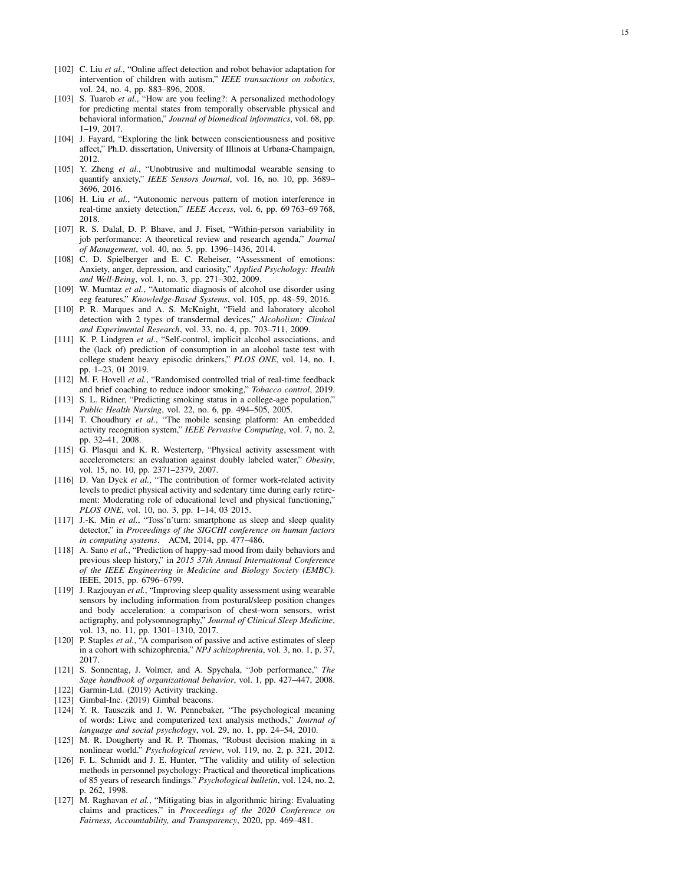[102] C. Liu *et al.*, "Online affect detection and robot behavior adaptation for intervention of children with autism," *IEEE transactions on robotics*, vol. 24, no. 4, pp. 883–896, 2008.

[103] S. Tuarob *et al.*, "How are you feeling?: A personalized methodology for predicting mental states from temporally observable physical and behavioral information," *Journal of biomedical informatics*, vol. 68, pp. 1–19, 2017.

[104] J. Fayard, "Exploring the link between conscientiousness and positive affect," Ph.D. dissertation, University of Illinois at Urbana-Champaign, 2012.

[105] Y. Zheng *et al.*, "Unobtrusive and multimodal wearable sensing to quantify anxiety," *IEEE Sensors Journal*, vol. 16, no. 10, pp. 3689–3696, 2016.

[106] H. Liu *et al.*, "Autonomic nervous pattern of motion interference in real-time anxiety detection," *IEEE Access*, vol. 6, pp. 69 763–69 768, 2018.

[107] R. S. Dalal, D. P. Bhave, and J. Fiset, "Within-person variability in job performance: A theoretical review and research agenda," *Journal of Management*, vol. 40, no. 5, pp. 1396–1436, 2014.

[108] C. D. Spielberger and E. C. Reheiser, "Assessment of emotions: Anxiety, anger, depression, and curiosity," *Applied Psychology: Health and Well-Being*, vol. 1, no. 3, pp. 271–302, 2009.

[109] W. Mumtaz *et al.*, "Automatic diagnosis of alcohol use disorder using eeg features," *Knowledge-Based Systems*, vol. 105, pp. 48–59, 2016.

[110] P. R. Marques and A. S. McKnight, "Field and laboratory alcohol detection with 2 types of transdermal devices," *Alcoholism: Clinical and Experimental Research*, vol. 33, no. 4, pp. 703–711, 2009.

[111] K. P. Lindgren *et al.*, "Self-control, implicit alcohol associations, and the (lack of) prediction of consumption in an alcohol taste test with college student heavy episodic drinkers," *PLOS ONE*, vol. 14, no. 1, pp. 1–23, 01 2019.

[112] M. F. Hovell *et al.*, "Randomised controlled trial of real-time feedback and brief coaching to reduce indoor smoking," *Tobacco control*, 2019.

[113] S. L. Ridner, "Predicting smoking status in a college-age population," *Public Health Nursing*, vol. 22, no. 6, pp. 494–505, 2005.

[114] T. Choudhury *et al.*, "The mobile sensing platform: An embedded activity recognition system," *IEEE Pervasive Computing*, vol. 7, no. 2, pp. 32–41, 2008.

[115] G. Plasqui and K. R. Westerterp, "Physical activity assessment with accelerometers: an evaluation against doubly labeled water," *Obesity*, vol. 15, no. 10, pp. 2371–2379, 2007.

[116] D. Van Dyck *et al.*, "The contribution of former work-related activity levels to predict physical activity and sedentary time during early retirement: Moderating role of educational level and physical functioning," *PLOS ONE*, vol. 10, no. 3, pp. 1–14, 03 2015.

[117] J.-K. Min *et al.*, "Toss'n'turn: smartphone as sleep and sleep quality detector," in *Proceedings of the SIGCHI conference on human factors in computing systems*. ACM, 2014, pp. 477–486.

[118] A. Sano *et al.*, "Prediction of happy-sad mood from daily behaviors and previous sleep history," in *2015 37th Annual International Conference of the IEEE Engineering in Medicine and Biology Society (EMBC)*. IEEE, 2015, pp. 6796–6799.

[119] J. Razjouyan *et al.*, "Improving sleep quality assessment using wearable sensors by including information from postural/sleep position changes and body acceleration: a comparison of chest-worn sensors, wrist actigraphy, and polysomnography," *Journal of Clinical Sleep Medicine*, vol. 13, no. 11, pp. 1301–1310, 2017.

[120] P. Staples *et al.*, "A comparison of passive and active estimates of sleep in a cohort with schizophrenia," *NPJ schizophrenia*, vol. 3, no. 1, p. 37, 2017.

[121] S. Sonnentag, J. Volmer, and A. Spychala, "Job performance," *The Sage handbook of organizational behavior*, vol. 1, pp. 427–447, 2008.

[122] Garmin-Ltd. (2019) Activity tracking.

[123] Gimbal-Inc. (2019) Gimbal beacons.

[124] Y. R. Tausczik and J. W. Pennebaker, "The psychological meaning of words: Liwc and computerized text analysis methods," *Journal of language and social psychology*, vol. 29, no. 1, pp. 24–54, 2010.

[125] M. R. Dougherty and R. P. Thomas, "Robust decision making in a nonlinear world." *Psychological review*, vol. 119, no. 2, p. 321, 2012.

[126] F. L. Schmidt and J. E. Hunter, "The validity and utility of selection methods in personnel psychology: Practical and theoretical implications of 85 years of research findings." *Psychological bulletin*, vol. 124, no. 2, p. 262, 1998.

[127] M. Raghavan *et al.*, "Mitigating bias in algorithmic hiring: Evaluating claims and practices," in *Proceedings of the 2020 Conference on Fairness, Accountability, and Transparency*, 2020, pp. 469–481.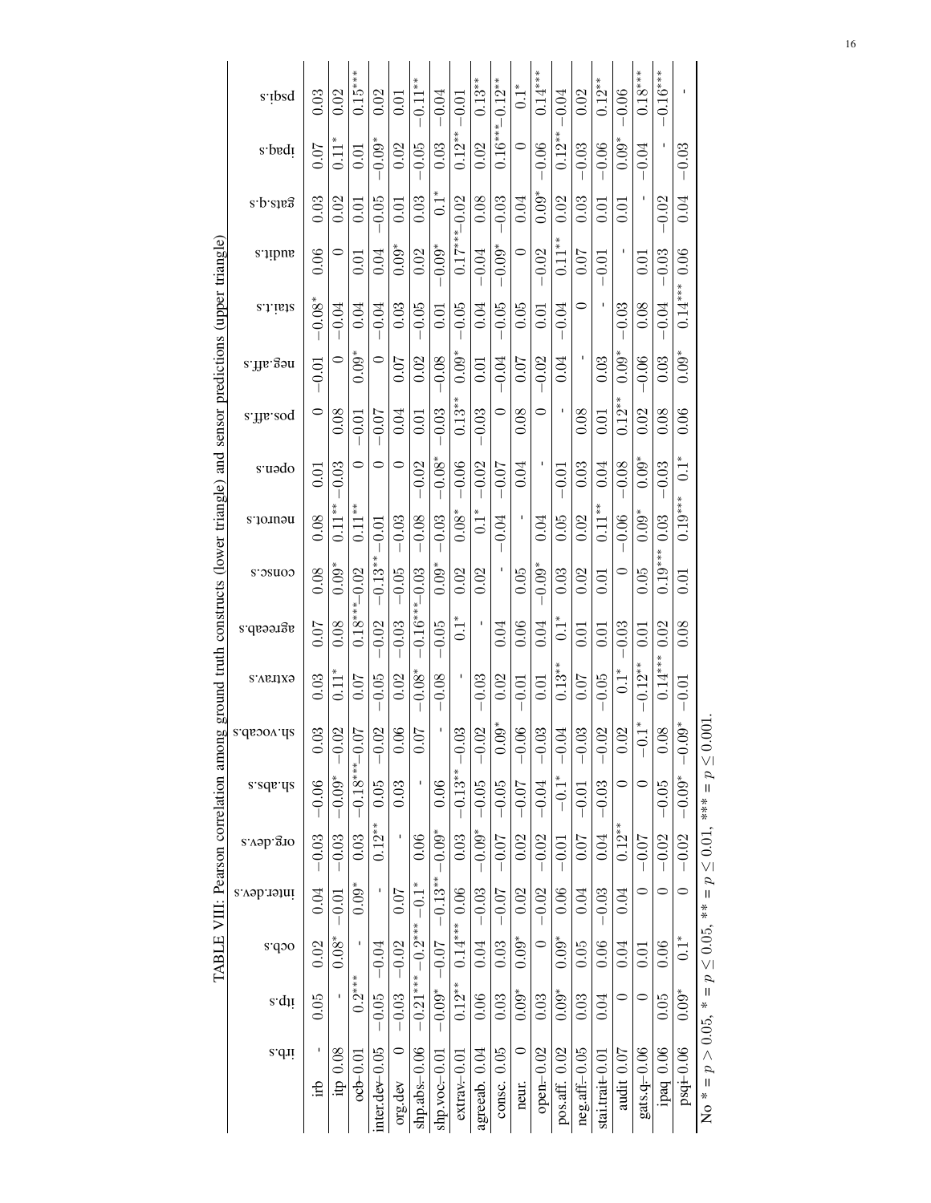TABLE VIII: Pearson correlation among ground truth constructs (lower triangle) and sensor predictions (upper triangle)

| | irb.s | itp.s | ocb.s | inter.dev.s | org.dev.s | sh.abs.s | sh.vocab.s | extrav.s | agreeab.s | consc.s | neurot.s | open.s | pos.aff.s | neg.aff.s | stai.t.s | audit.s | gats.q.s | ipaq.s | psqi.s |
|---|---|---|---|---|---|---|---|---|---|---|---|---|---|---|---|---|---|---|---|
| irb | - | 0.05 | 0.02 | 0.04 | −0.03 | −0.06 | 0.03 | 0.03 | 0.07 | 0.08 | 0.08 | 0.01 | 0 | −0.01 | −0.08* | 0.06 | 0.03 | 0.07 | 0.03 |
| itp | 0.08 | - | 0.08* | −0.01 | −0.03 | −0.09* | −0.02 | 0.11* | 0.08 | 0.09* | 0.11** | −0.03 | 0.08 | 0 | −0.04 | 0 | 0.02 | 0.11* | 0.02 |
| ocb | −0.01 | 0.2*** | - | 0.09* | 0.03 | −0.18*** | −0.07 | 0.07 | 0.18*** | −0.02 | 0.11** | 0 | −0.01 | 0.09* | 0.04 | 0.01 | 0.01 | 0.01 | 0.15*** |
| inter.dev | −0.05 | −0.05 | −0.04 | - | 0.12** | 0.05 | −0.02 | −0.05 | −0.02 | −0.13** | −0.01 | 0 | −0.07 | 0 | −0.04 | 0.04 | −0.05 | −0.09* | 0.02 |
| org.dev | 0 | −0.03 | −0.02 | 0.07 | - | 0.03 | 0.06 | 0.02 | −0.03 | −0.05 | −0.03 | 0 | 0.04 | 0.07 | 0.03 | 0.09* | 0.01 | 0.02 | 0.01 |
| shp.abs | −0.06 | −0.21*** | −0.2*** | −0.1* | 0.06 | - | 0.07 | −0.08* | −0.16*** | −0.03 | −0.08 | −0.02 | 0.01 | 0.02 | −0.05 | 0.02 | 0.03 | −0.05 | −0.11** |
| shp.voc | −0.01 | −0.09* | −0.07 | −0.13** | −0.09* | 0.06 | - | −0.08 | −0.05 | 0.09* | −0.03 | −0.08* | −0.03 | −0.08 | 0.01 | −0.09* | 0.1* | 0.03 | −0.04 |
| extrav | −0.01 | 0.12** | 0.14*** | 0.06 | 0.03 | −0.13** | −0.03 | - | 0.1* | 0.02 | 0.08* | −0.06 | 0.13** | 0.09* | −0.05 | 0.17*** | −0.02 | 0.12** | −0.01 |
| agreeab. | 0.04 | 0.06 | 0.04 | −0.03 | −0.09* | −0.05 | −0.02 | −0.03 | - | 0.02 | 0.1* | −0.02 | −0.03 | 0.01 | 0.04 | −0.04 | 0.08 | 0.02 | 0.13** |
| consc. | 0.05 | 0.03 | 0.03 | −0.07 | −0.07 | −0.05 | 0.09* | 0.02 | 0.04 | - | −0.04 | −0.07 | 0 | −0.04 | −0.05 | −0.09* | −0.03 | 0.16*** | −0.12** |
| neur. | 0 | 0.09* | 0.09* | 0.02 | 0.02 | −0.07 | −0.06 | −0.01 | 0.06 | 0.05 | - | 0.04 | 0.08 | 0.07 | 0.05 | 0 | 0.04 | 0 | 0.1* |
| open | −0.02 | 0.03 | 0 | −0.02 | −0.02 | −0.04 | −0.03 | 0.01 | 0.04 | −0.09* | 0.04 | - | 0 | −0.02 | 0.01 | −0.02 | 0.09* | −0.06 | 0.14*** |
| pos.aff. | 0.02 | 0.09* | 0.09* | 0.06 | −0.01 | −0.1* | −0.04 | 0.13** | 0.1* | 0.03 | 0.05 | −0.01 | - | 0.04 | −0.04 | 0.11** | 0.02 | 0.12** | −0.04 |
| neg.aff. | −0.05 | 0.03 | 0.05 | 0.04 | 0.07 | −0.01 | −0.03 | 0.07 | 0.01 | 0.02 | 0.02 | 0.03 | 0.08 | - | 0 | 0.07 | 0.03 | −0.03 | 0.02 |
| stai.trait | −0.01 | 0.04 | 0.06 | −0.03 | 0.04 | −0.03 | −0.02 | −0.05 | 0.01 | 0.01 | 0.11** | 0.04 | 0.01 | 0.03 | - | −0.01 | 0.01 | −0.06 | 0.12** |
| audit | 0.07 | 0 | 0.04 | 0.04 | 0.12** | 0 | 0.02 | 0.1* | −0.03 | 0 | −0.06 | −0.08 | 0.12** | 0.09* | −0.03 | - | 0.01 | 0.09* | −0.06 |
| gats.q. | −0.06 | 0 | 0.01 | 0 | −0.07 | 0 | −0.1* | −0.12** | 0.01 | 0.05 | 0.09* | 0.09* | 0.02 | −0.06 | 0.08 | 0.01 | - | −0.04 | 0.18*** |
| ipaq | 0.06 | 0.05 | 0.06 | 0 | −0.02 | −0.05 | 0.08 | 0.14*** | 0.02 | 0.19*** | 0.03 | −0.03 | 0.08 | 0.03 | −0.04 | −0.03 | −0.02 | - | −0.16*** |
| psqi | −0.06 | 0.09* | 0.1* | 0 | −0.02 | −0.09* | −0.09* | −0.01 | 0.08 | 0.01 | 0.19*** | 0.1* | 0.06 | 0.09* | 0.14*** | 0.06 | 0.04 | −0.03 | - |

No * = $p > 0.05$, * = $p \leq 0.05$, ** = $p \leq 0.01$, *** = $p \leq 0.001$.